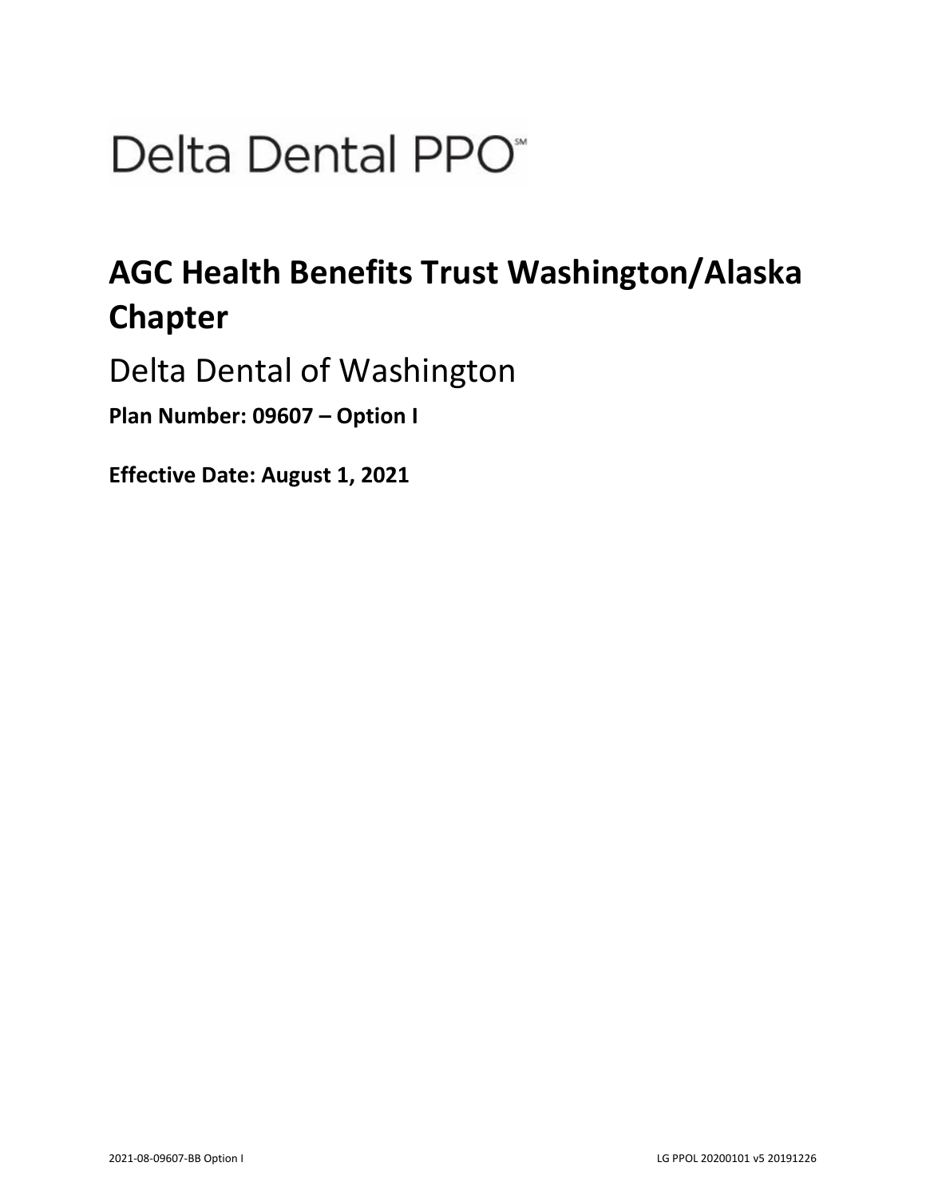Delta Dental PPO℠

# AGC Health Benefits Trust Washington/Alaska Chapter

## Delta Dental of Washington

**Plan Number: 09607 – Option I**

**Effective Date: August 1, 2021**

2021-08-09607-BB Option I

LG PPOL 20200101 v5 20191226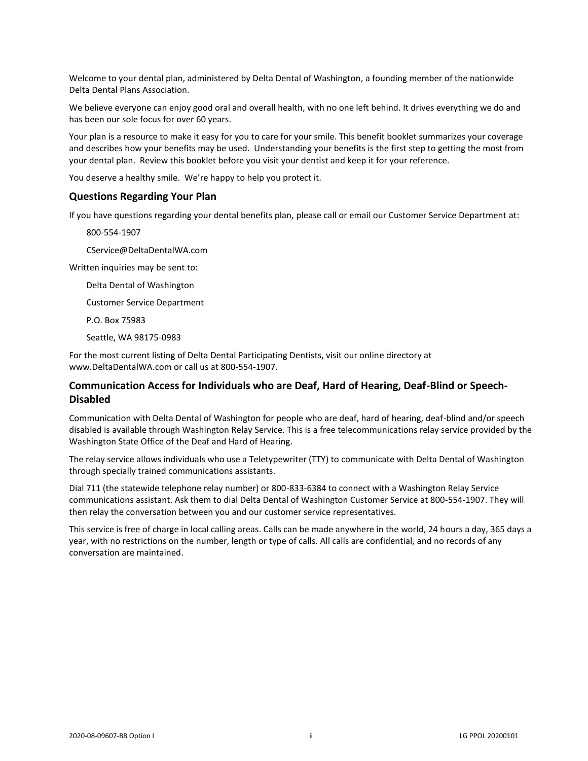Welcome to your dental plan, administered by Delta Dental of Washington, a founding member of the nationwide Delta Dental Plans Association.

We believe everyone can enjoy good oral and overall health, with no one left behind. It drives everything we do and has been our sole focus for over 60 years.

Your plan is a resource to make it easy for you to care for your smile. This benefit booklet summarizes your coverage and describes how your benefits may be used. Understanding your benefits is the first step to getting the most from your dental plan. Review this booklet before you visit your dentist and keep it for your reference.

You deserve a healthy smile. We're happy to help you protect it.

## Questions Regarding Your Plan

If you have questions regarding your dental benefits plan, please call or email our Customer Service Department at:

800-554-1907

CService@DeltaDentalWA.com

Written inquiries may be sent to:

Delta Dental of Washington

Customer Service Department

P.O. Box 75983

Seattle, WA 98175-0983

For the most current listing of Delta Dental Participating Dentists, visit our online directory at www.DeltaDentalWA.com or call us at 800-554-1907.

## Communication Access for Individuals who are Deaf, Hard of Hearing, Deaf-Blind or Speech-Disabled

Communication with Delta Dental of Washington for people who are deaf, hard of hearing, deaf-blind and/or speech disabled is available through Washington Relay Service. This is a free telecommunications relay service provided by the Washington State Office of the Deaf and Hard of Hearing.

The relay service allows individuals who use a Teletypewriter (TTY) to communicate with Delta Dental of Washington through specially trained communications assistants.

Dial 711 (the statewide telephone relay number) or 800-833-6384 to connect with a Washington Relay Service communications assistant. Ask them to dial Delta Dental of Washington Customer Service at 800-554-1907. They will then relay the conversation between you and our customer service representatives.

This service is free of charge in local calling areas. Calls can be made anywhere in the world, 24 hours a day, 365 days a year, with no restrictions on the number, length or type of calls. All calls are confidential, and no records of any conversation are maintained.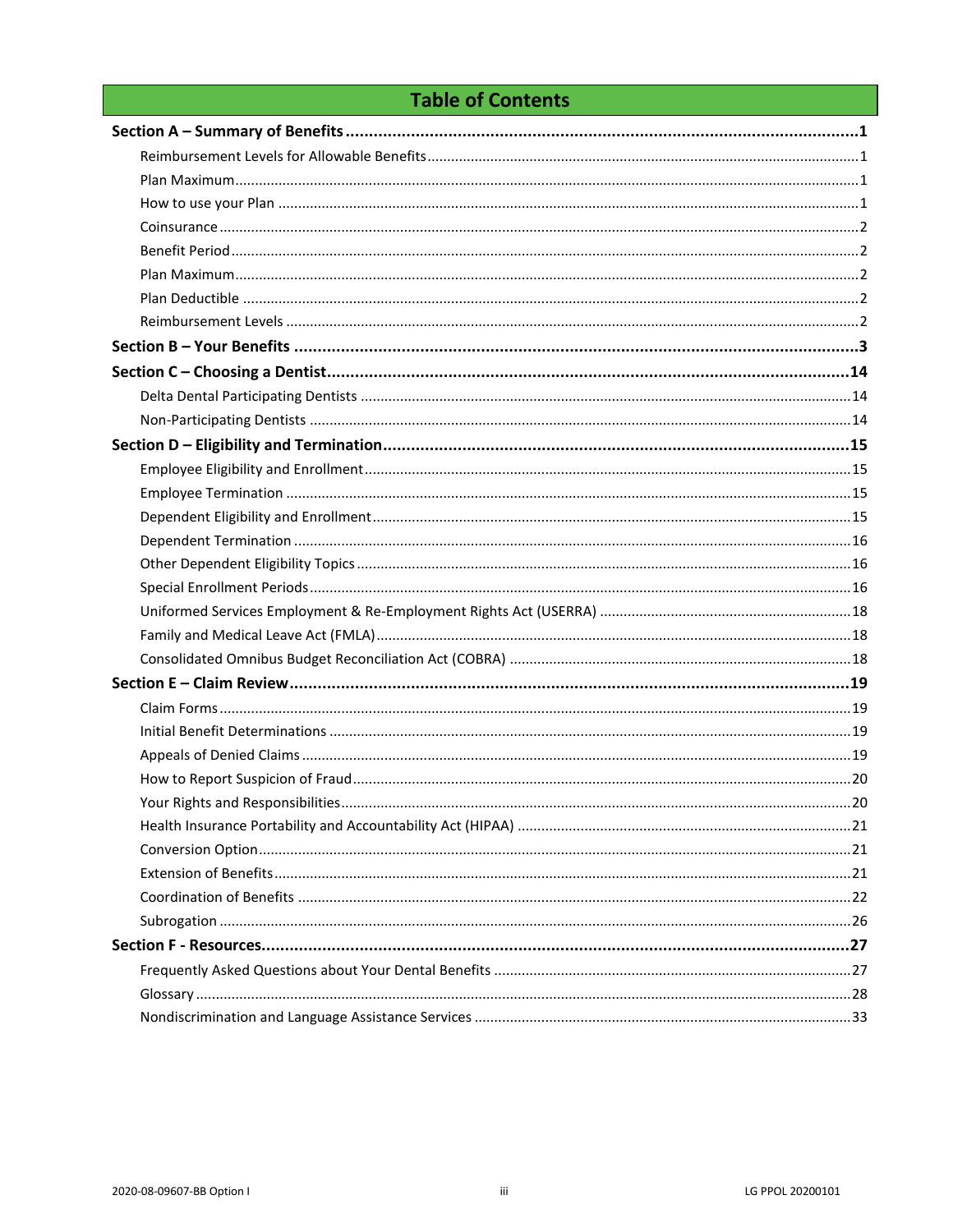# Table of Contents

**Section A – Summary of Benefits** ..... **1**

- Reimbursement Levels for Allowable Benefits ..... 1
- Plan Maximum ..... 1
- How to use your Plan ..... 1
- Coinsurance ..... 2
- Benefit Period ..... 2
- Plan Maximum ..... 2
- Plan Deductible ..... 2
- Reimbursement Levels ..... 2

**Section B – Your Benefits** ..... **3**

**Section C – Choosing a Dentist** ..... **14**

- Delta Dental Participating Dentists ..... 14
- Non-Participating Dentists ..... 14

**Section D – Eligibility and Termination** ..... **15**

- Employee Eligibility and Enrollment ..... 15
- Employee Termination ..... 15
- Dependent Eligibility and Enrollment ..... 15
- Dependent Termination ..... 16
- Other Dependent Eligibility Topics ..... 16
- Special Enrollment Periods ..... 16
- Uniformed Services Employment & Re-Employment Rights Act (USERRA) ..... 18
- Family and Medical Leave Act (FMLA) ..... 18
- Consolidated Omnibus Budget Reconciliation Act (COBRA) ..... 18

**Section E – Claim Review** ..... **19**

- Claim Forms ..... 19
- Initial Benefit Determinations ..... 19
- Appeals of Denied Claims ..... 19
- How to Report Suspicion of Fraud ..... 20
- Your Rights and Responsibilities ..... 20
- Health Insurance Portability and Accountability Act (HIPAA) ..... 21
- Conversion Option ..... 21
- Extension of Benefits ..... 21
- Coordination of Benefits ..... 22
- Subrogation ..... 26

**Section F - Resources** ..... **27**

- Frequently Asked Questions about Your Dental Benefits ..... 27
- Glossary ..... 28
- Nondiscrimination and Language Assistance Services ..... 33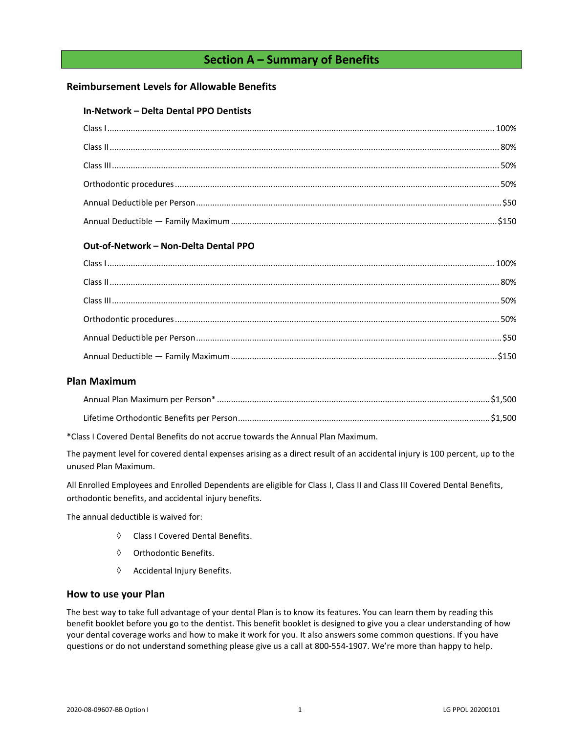# Section A – Summary of Benefits

## Reimbursement Levels for Allowable Benefits

### In-Network – Delta Dental PPO Dentists

| | |
|---|---|
| Class I | 100% |
| Class II | 80% |
| Class III | 50% |
| Orthodontic procedures | 50% |
| Annual Deductible per Person | $50 |
| Annual Deductible — Family Maximum | $150 |

### Out-of-Network – Non-Delta Dental PPO

| | |
|---|---|
| Class I | 100% |
| Class II | 80% |
| Class III | 50% |
| Orthodontic procedures | 50% |
| Annual Deductible per Person | $50 |
| Annual Deductible — Family Maximum | $150 |

## Plan Maximum

| | |
|---|---|
| Annual Plan Maximum per Person* | $1,500 |
| Lifetime Orthodontic Benefits per Person | $1,500 |

*Class I Covered Dental Benefits do not accrue towards the Annual Plan Maximum.

The payment level for covered dental expenses arising as a direct result of an accidental injury is 100 percent, up to the unused Plan Maximum.

All Enrolled Employees and Enrolled Dependents are eligible for Class I, Class II and Class III Covered Dental Benefits, orthodontic benefits, and accidental injury benefits.

The annual deductible is waived for:

- Class I Covered Dental Benefits.
- Orthodontic Benefits.
- Accidental Injury Benefits.

## How to use your Plan

The best way to take full advantage of your dental Plan is to know its features. You can learn them by reading this benefit booklet before you go to the dentist. This benefit booklet is designed to give you a clear understanding of how your dental coverage works and how to make it work for you. It also answers some common questions. If you have questions or do not understand something please give us a call at 800-554-1907. We're more than happy to help.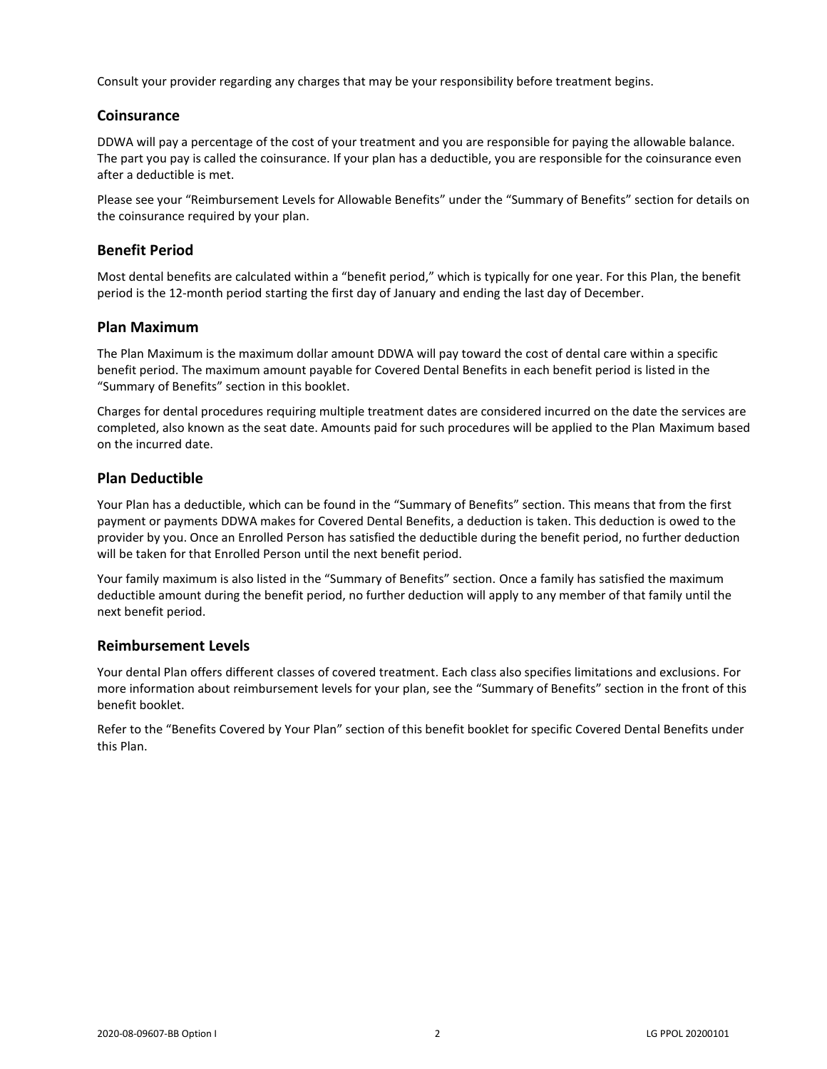Consult your provider regarding any charges that may be your responsibility before treatment begins.

## Coinsurance

DDWA will pay a percentage of the cost of your treatment and you are responsible for paying the allowable balance. The part you pay is called the coinsurance. If your plan has a deductible, you are responsible for the coinsurance even after a deductible is met.

Please see your "Reimbursement Levels for Allowable Benefits" under the "Summary of Benefits" section for details on the coinsurance required by your plan.

## Benefit Period

Most dental benefits are calculated within a "benefit period," which is typically for one year. For this Plan, the benefit period is the 12-month period starting the first day of January and ending the last day of December.

## Plan Maximum

The Plan Maximum is the maximum dollar amount DDWA will pay toward the cost of dental care within a specific benefit period. The maximum amount payable for Covered Dental Benefits in each benefit period is listed in the "Summary of Benefits" section in this booklet.

Charges for dental procedures requiring multiple treatment dates are considered incurred on the date the services are completed, also known as the seat date. Amounts paid for such procedures will be applied to the Plan Maximum based on the incurred date.

## Plan Deductible

Your Plan has a deductible, which can be found in the "Summary of Benefits" section. This means that from the first payment or payments DDWA makes for Covered Dental Benefits, a deduction is taken. This deduction is owed to the provider by you. Once an Enrolled Person has satisfied the deductible during the benefit period, no further deduction will be taken for that Enrolled Person until the next benefit period.

Your family maximum is also listed in the "Summary of Benefits" section. Once a family has satisfied the maximum deductible amount during the benefit period, no further deduction will apply to any member of that family until the next benefit period.

## Reimbursement Levels

Your dental Plan offers different classes of covered treatment. Each class also specifies limitations and exclusions. For more information about reimbursement levels for your plan, see the "Summary of Benefits" section in the front of this benefit booklet.

Refer to the "Benefits Covered by Your Plan" section of this benefit booklet for specific Covered Dental Benefits under this Plan.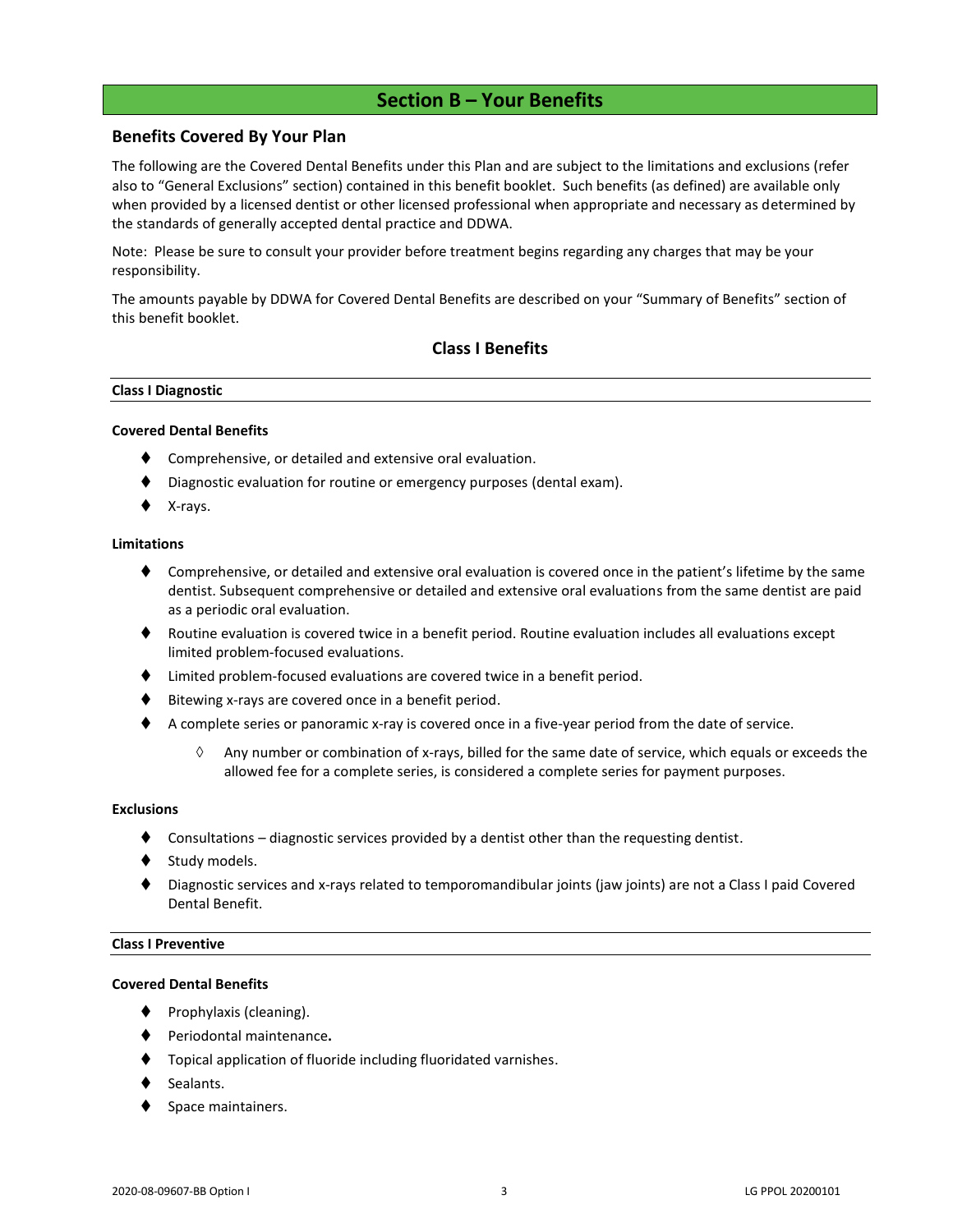# Section B – Your Benefits

## Benefits Covered By Your Plan

The following are the Covered Dental Benefits under this Plan and are subject to the limitations and exclusions (refer also to "General Exclusions" section) contained in this benefit booklet. Such benefits (as defined) are available only when provided by a licensed dentist or other licensed professional when appropriate and necessary as determined by the standards of generally accepted dental practice and DDWA.

Note: Please be sure to consult your provider before treatment begins regarding any charges that may be your responsibility.

The amounts payable by DDWA for Covered Dental Benefits are described on your "Summary of Benefits" section of this benefit booklet.

### Class I Benefits

#### Class I Diagnostic

**Covered Dental Benefits**

- Comprehensive, or detailed and extensive oral evaluation.
- Diagnostic evaluation for routine or emergency purposes (dental exam).
- X-rays.

**Limitations**

- Comprehensive, or detailed and extensive oral evaluation is covered once in the patient's lifetime by the same dentist. Subsequent comprehensive or detailed and extensive oral evaluations from the same dentist are paid as a periodic oral evaluation.
- Routine evaluation is covered twice in a benefit period. Routine evaluation includes all evaluations except limited problem-focused evaluations.
- Limited problem-focused evaluations are covered twice in a benefit period.
- Bitewing x-rays are covered once in a benefit period.
- A complete series or panoramic x-ray is covered once in a five-year period from the date of service.
  - Any number or combination of x-rays, billed for the same date of service, which equals or exceeds the allowed fee for a complete series, is considered a complete series for payment purposes.

**Exclusions**

- Consultations – diagnostic services provided by a dentist other than the requesting dentist.
- Study models.
- Diagnostic services and x-rays related to temporomandibular joints (jaw joints) are not a Class I paid Covered Dental Benefit.

#### Class I Preventive

**Covered Dental Benefits**

- Prophylaxis (cleaning).
- Periodontal maintenance**.**
- Topical application of fluoride including fluoridated varnishes.
- Sealants.
- Space maintainers.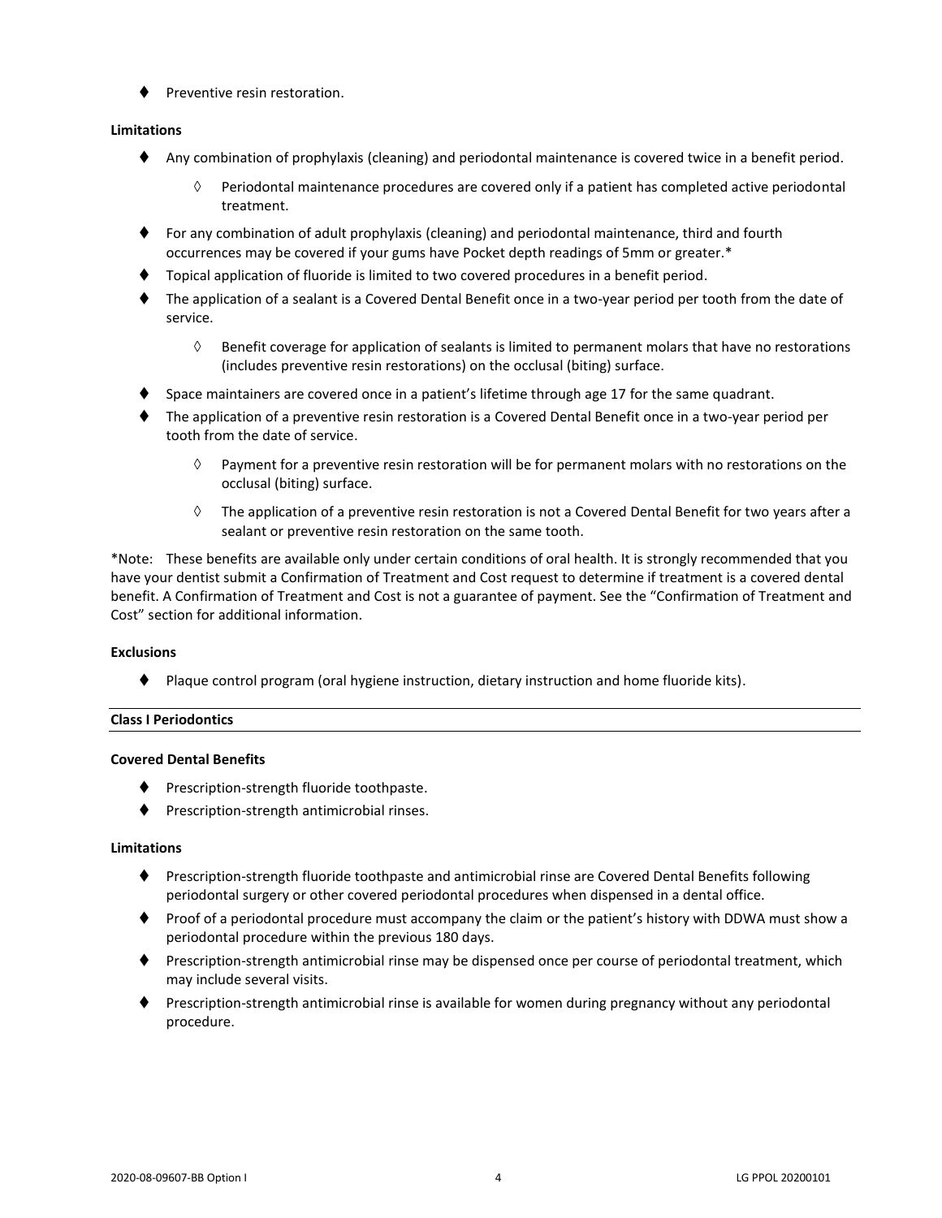- Preventive resin restoration.

**Limitations**

- Any combination of prophylaxis (cleaning) and periodontal maintenance is covered twice in a benefit period.
    - Periodontal maintenance procedures are covered only if a patient has completed active periodontal treatment.
- For any combination of adult prophylaxis (cleaning) and periodontal maintenance, third and fourth occurrences may be covered if your gums have Pocket depth readings of 5mm or greater.*
- Topical application of fluoride is limited to two covered procedures in a benefit period.
- The application of a sealant is a Covered Dental Benefit once in a two-year period per tooth from the date of service.
    - Benefit coverage for application of sealants is limited to permanent molars that have no restorations (includes preventive resin restorations) on the occlusal (biting) surface.
- Space maintainers are covered once in a patient's lifetime through age 17 for the same quadrant.
- The application of a preventive resin restoration is a Covered Dental Benefit once in a two-year period per tooth from the date of service.
    - Payment for a preventive resin restoration will be for permanent molars with no restorations on the occlusal (biting) surface.
    - The application of a preventive resin restoration is not a Covered Dental Benefit for two years after a sealant or preventive resin restoration on the same tooth.

*Note: These benefits are available only under certain conditions of oral health. It is strongly recommended that you have your dentist submit a Confirmation of Treatment and Cost request to determine if treatment is a covered dental benefit. A Confirmation of Treatment and Cost is not a guarantee of payment. See the "Confirmation of Treatment and Cost" section for additional information.

**Exclusions**

- Plaque control program (oral hygiene instruction, dietary instruction and home fluoride kits).

**Class I Periodontics**

**Covered Dental Benefits**

- Prescription-strength fluoride toothpaste.
- Prescription-strength antimicrobial rinses.

**Limitations**

- Prescription-strength fluoride toothpaste and antimicrobial rinse are Covered Dental Benefits following periodontal surgery or other covered periodontal procedures when dispensed in a dental office.
- Proof of a periodontal procedure must accompany the claim or the patient's history with DDWA must show a periodontal procedure within the previous 180 days.
- Prescription-strength antimicrobial rinse may be dispensed once per course of periodontal treatment, which may include several visits.
- Prescription-strength antimicrobial rinse is available for women during pregnancy without any periodontal procedure.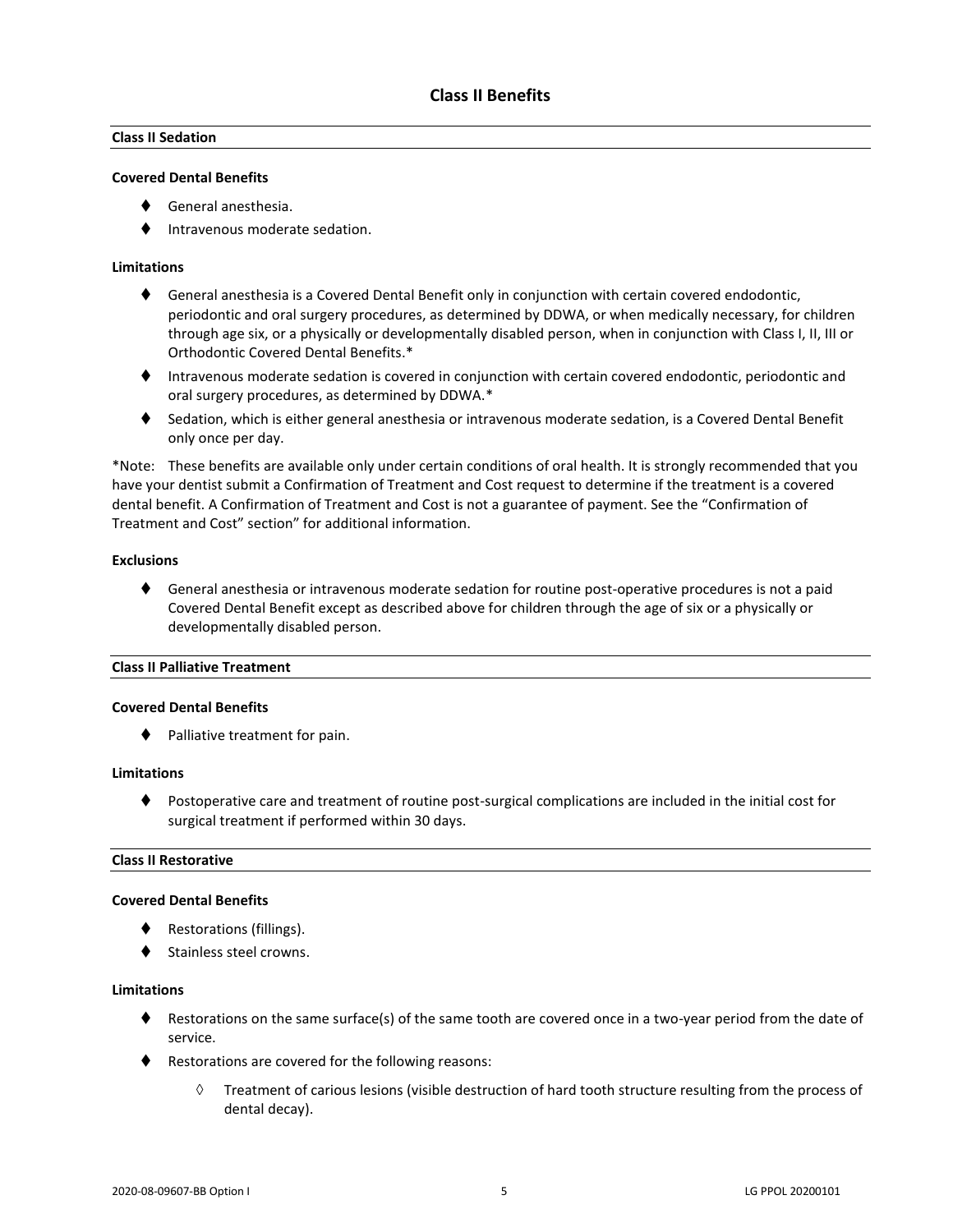## Class II Benefits

### Class II Sedation

**Covered Dental Benefits**

- General anesthesia.
- Intravenous moderate sedation.

**Limitations**

- General anesthesia is a Covered Dental Benefit only in conjunction with certain covered endodontic, periodontic and oral surgery procedures, as determined by DDWA, or when medically necessary, for children through age six, or a physically or developmentally disabled person, when in conjunction with Class I, II, III or Orthodontic Covered Dental Benefits.*
- Intravenous moderate sedation is covered in conjunction with certain covered endodontic, periodontic and oral surgery procedures, as determined by DDWA.*
- Sedation, which is either general anesthesia or intravenous moderate sedation, is a Covered Dental Benefit only once per day.

*Note: These benefits are available only under certain conditions of oral health. It is strongly recommended that you have your dentist submit a Confirmation of Treatment and Cost request to determine if the treatment is a covered dental benefit. A Confirmation of Treatment and Cost is not a guarantee of payment. See the "Confirmation of Treatment and Cost" section" for additional information.

**Exclusions**

- General anesthesia or intravenous moderate sedation for routine post-operative procedures is not a paid Covered Dental Benefit except as described above for children through the age of six or a physically or developmentally disabled person.

### Class II Palliative Treatment

**Covered Dental Benefits**

- Palliative treatment for pain.

**Limitations**

- Postoperative care and treatment of routine post-surgical complications are included in the initial cost for surgical treatment if performed within 30 days.

### Class II Restorative

**Covered Dental Benefits**

- Restorations (fillings).
- Stainless steel crowns.

**Limitations**

- Restorations on the same surface(s) of the same tooth are covered once in a two-year period from the date of service.
- Restorations are covered for the following reasons:
  - Treatment of carious lesions (visible destruction of hard tooth structure resulting from the process of dental decay).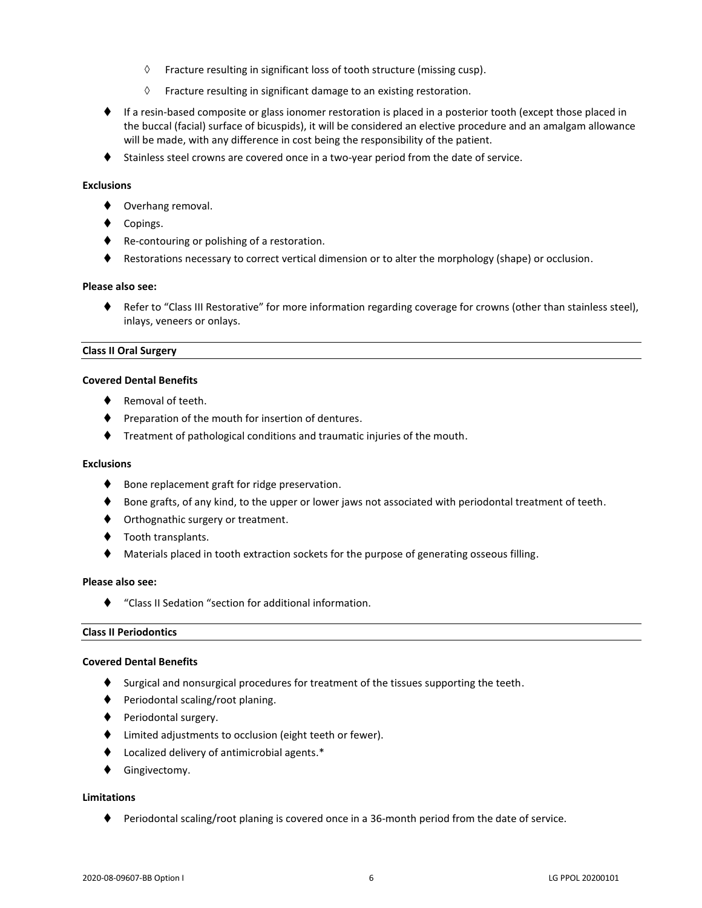- ◊ Fracture resulting in significant loss of tooth structure (missing cusp).
- ◊ Fracture resulting in significant damage to an existing restoration.

- If a resin-based composite or glass ionomer restoration is placed in a posterior tooth (except those placed in the buccal (facial) surface of bicuspids), it will be considered an elective procedure and an amalgam allowance will be made, with any difference in cost being the responsibility of the patient.
- Stainless steel crowns are covered once in a two-year period from the date of service.

**Exclusions**

- Overhang removal.
- Copings.
- Re-contouring or polishing of a restoration.
- Restorations necessary to correct vertical dimension or to alter the morphology (shape) or occlusion.

**Please also see:**

- Refer to "Class III Restorative" for more information regarding coverage for crowns (other than stainless steel), inlays, veneers or onlays.

**Class II Oral Surgery**

**Covered Dental Benefits**

- Removal of teeth.
- Preparation of the mouth for insertion of dentures.
- Treatment of pathological conditions and traumatic injuries of the mouth.

**Exclusions**

- Bone replacement graft for ridge preservation.
- Bone grafts, of any kind, to the upper or lower jaws not associated with periodontal treatment of teeth.
- Orthognathic surgery or treatment.
- Tooth transplants.
- Materials placed in tooth extraction sockets for the purpose of generating osseous filling.

**Please also see:**

- "Class II Sedation "section for additional information.

**Class II Periodontics**

**Covered Dental Benefits**

- Surgical and nonsurgical procedures for treatment of the tissues supporting the teeth.
- Periodontal scaling/root planing.
- Periodontal surgery.
- Limited adjustments to occlusion (eight teeth or fewer).
- Localized delivery of antimicrobial agents.*
- Gingivectomy.

**Limitations**

- Periodontal scaling/root planing is covered once in a 36-month period from the date of service.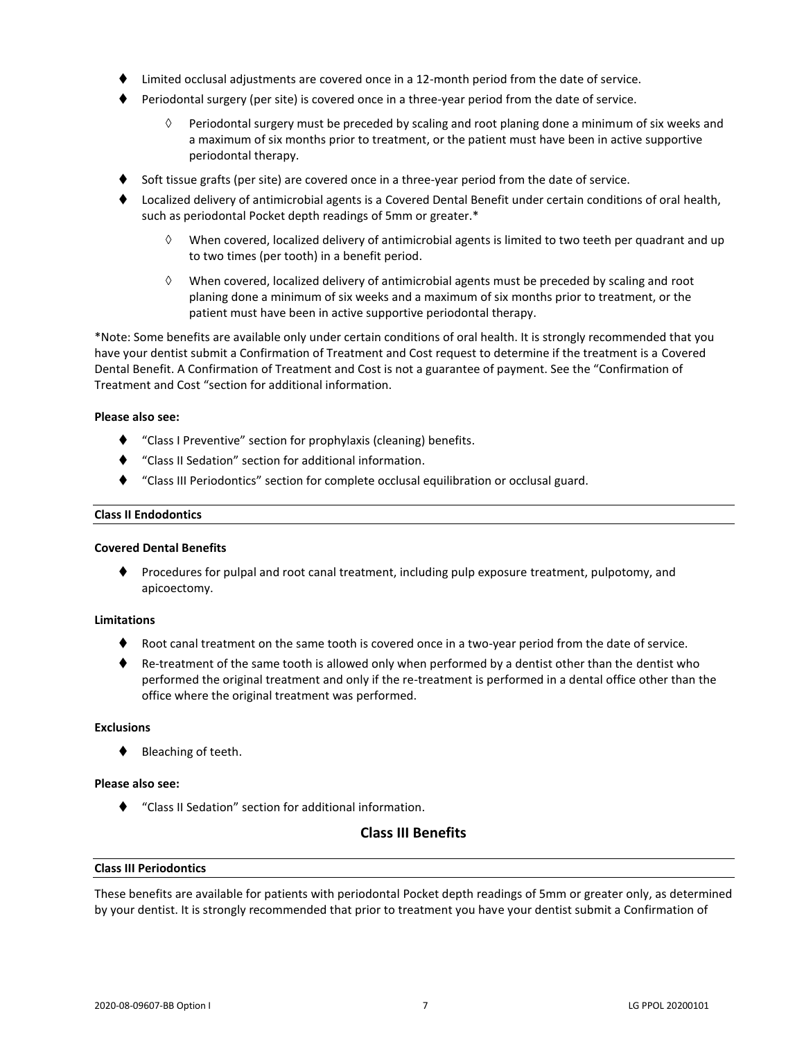- Limited occlusal adjustments are covered once in a 12-month period from the date of service.
- Periodontal surgery (per site) is covered once in a three-year period from the date of service.
  - Periodontal surgery must be preceded by scaling and root planing done a minimum of six weeks and a maximum of six months prior to treatment, or the patient must have been in active supportive periodontal therapy.
- Soft tissue grafts (per site) are covered once in a three-year period from the date of service.
- Localized delivery of antimicrobial agents is a Covered Dental Benefit under certain conditions of oral health, such as periodontal Pocket depth readings of 5mm or greater.*
  - When covered, localized delivery of antimicrobial agents is limited to two teeth per quadrant and up to two times (per tooth) in a benefit period.
  - When covered, localized delivery of antimicrobial agents must be preceded by scaling and root planing done a minimum of six weeks and a maximum of six months prior to treatment, or the patient must have been in active supportive periodontal therapy.

*Note: Some benefits are available only under certain conditions of oral health. It is strongly recommended that you have your dentist submit a Confirmation of Treatment and Cost request to determine if the treatment is a Covered Dental Benefit. A Confirmation of Treatment and Cost is not a guarantee of payment. See the "Confirmation of Treatment and Cost "section for additional information.

**Please also see:**

- "Class I Preventive" section for prophylaxis (cleaning) benefits.
- "Class II Sedation" section for additional information.
- "Class III Periodontics" section for complete occlusal equilibration or occlusal guard.

### Class II Endodontics

**Covered Dental Benefits**

- Procedures for pulpal and root canal treatment, including pulp exposure treatment, pulpotomy, and apicoectomy.

**Limitations**

- Root canal treatment on the same tooth is covered once in a two-year period from the date of service.
- Re-treatment of the same tooth is allowed only when performed by a dentist other than the dentist who performed the original treatment and only if the re-treatment is performed in a dental office other than the office where the original treatment was performed.

**Exclusions**

- Bleaching of teeth.

**Please also see:**

- "Class II Sedation" section for additional information.

## Class III Benefits

### Class III Periodontics

These benefits are available for patients with periodontal Pocket depth readings of 5mm or greater only, as determined by your dentist. It is strongly recommended that prior to treatment you have your dentist submit a Confirmation of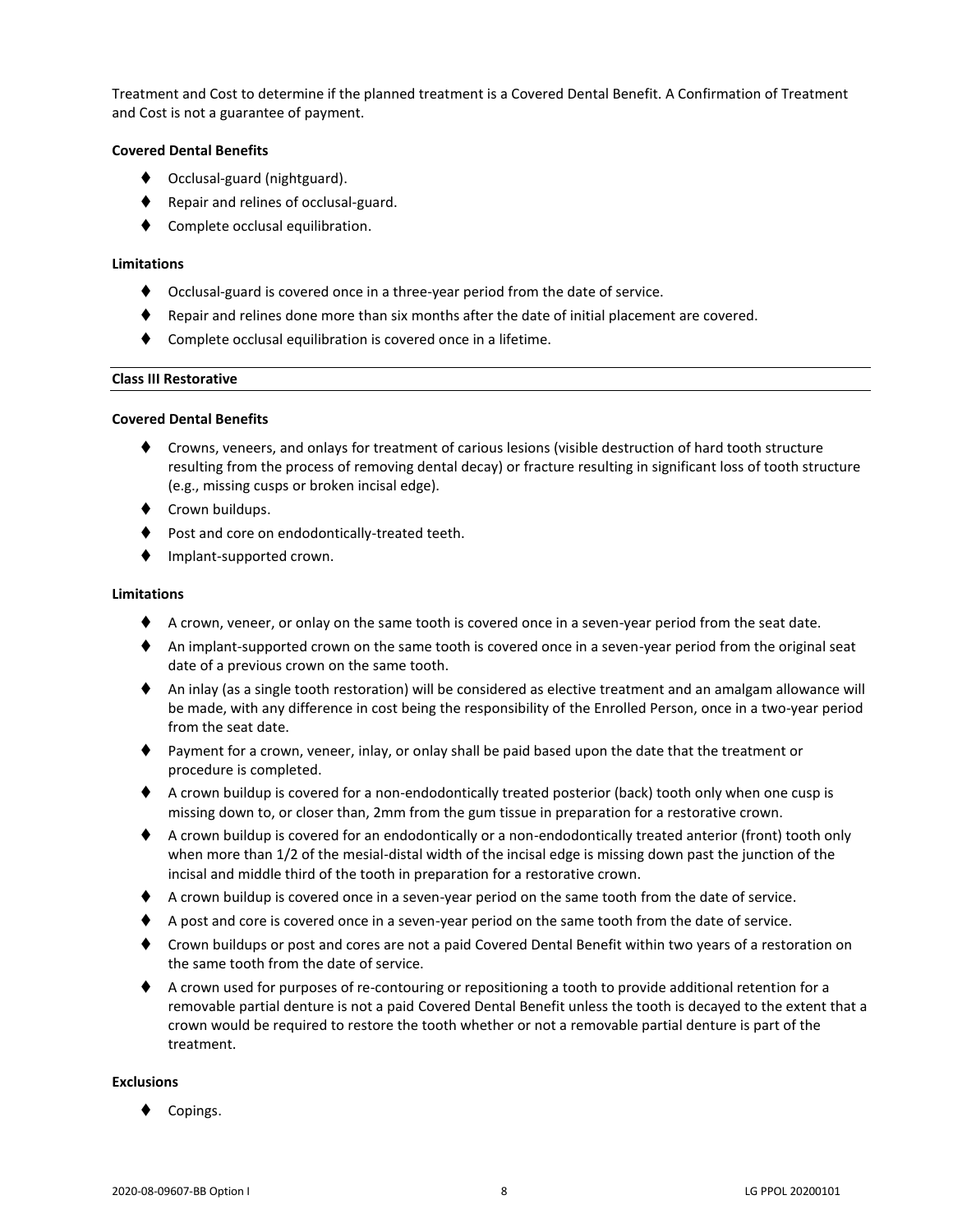Treatment and Cost to determine if the planned treatment is a Covered Dental Benefit. A Confirmation of Treatment and Cost is not a guarantee of payment.

**Covered Dental Benefits**

- Occlusal-guard (nightguard).
- Repair and relines of occlusal-guard.
- Complete occlusal equilibration.

**Limitations**

- Occlusal-guard is covered once in a three-year period from the date of service.
- Repair and relines done more than six months after the date of initial placement are covered.
- Complete occlusal equilibration is covered once in a lifetime.

---

**Class III Restorative**

---

**Covered Dental Benefits**

- Crowns, veneers, and onlays for treatment of carious lesions (visible destruction of hard tooth structure resulting from the process of removing dental decay) or fracture resulting in significant loss of tooth structure (e.g., missing cusps or broken incisal edge).
- Crown buildups.
- Post and core on endodontically-treated teeth.
- Implant-supported crown.

**Limitations**

- A crown, veneer, or onlay on the same tooth is covered once in a seven-year period from the seat date.
- An implant-supported crown on the same tooth is covered once in a seven-year period from the original seat date of a previous crown on the same tooth.
- An inlay (as a single tooth restoration) will be considered as elective treatment and an amalgam allowance will be made, with any difference in cost being the responsibility of the Enrolled Person, once in a two-year period from the seat date.
- Payment for a crown, veneer, inlay, or onlay shall be paid based upon the date that the treatment or procedure is completed.
- A crown buildup is covered for a non-endodontically treated posterior (back) tooth only when one cusp is missing down to, or closer than, 2mm from the gum tissue in preparation for a restorative crown.
- A crown buildup is covered for an endodontically or a non-endodontically treated anterior (front) tooth only when more than 1/2 of the mesial-distal width of the incisal edge is missing down past the junction of the incisal and middle third of the tooth in preparation for a restorative crown.
- A crown buildup is covered once in a seven-year period on the same tooth from the date of service.
- A post and core is covered once in a seven-year period on the same tooth from the date of service.
- Crown buildups or post and cores are not a paid Covered Dental Benefit within two years of a restoration on the same tooth from the date of service.
- A crown used for purposes of re-contouring or repositioning a tooth to provide additional retention for a removable partial denture is not a paid Covered Dental Benefit unless the tooth is decayed to the extent that a crown would be required to restore the tooth whether or not a removable partial denture is part of the treatment.

**Exclusions**

- Copings.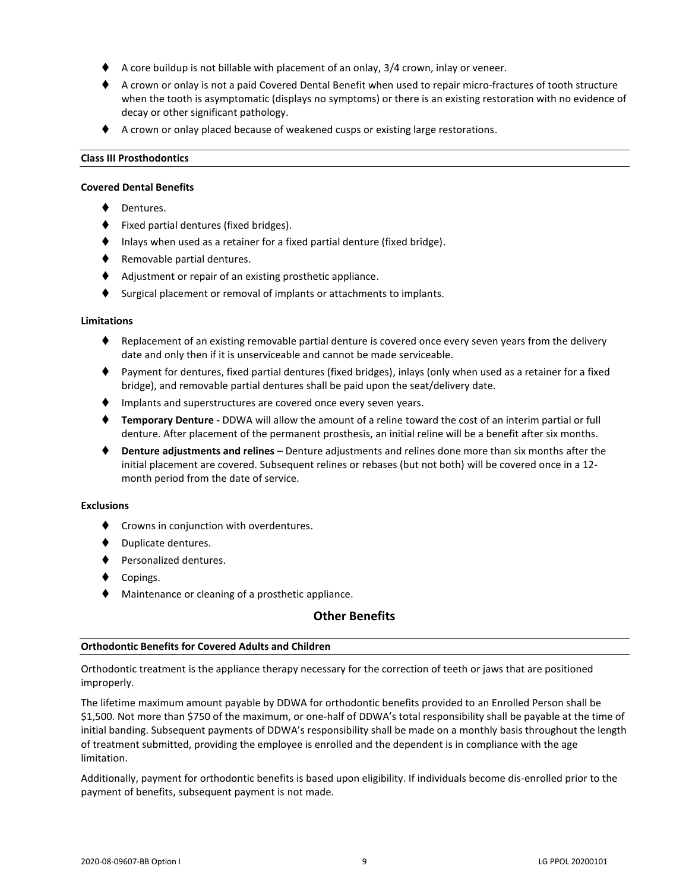- A core buildup is not billable with placement of an onlay, 3/4 crown, inlay or veneer.
- A crown or onlay is not a paid Covered Dental Benefit when used to repair micro-fractures of tooth structure when the tooth is asymptomatic (displays no symptoms) or there is an existing restoration with no evidence of decay or other significant pathology.
- A crown or onlay placed because of weakened cusps or existing large restorations.

### Class III Prosthodontics

#### Covered Dental Benefits

- Dentures.
- Fixed partial dentures (fixed bridges).
- Inlays when used as a retainer for a fixed partial denture (fixed bridge).
- Removable partial dentures.
- Adjustment or repair of an existing prosthetic appliance.
- Surgical placement or removal of implants or attachments to implants.

#### Limitations

- Replacement of an existing removable partial denture is covered once every seven years from the delivery date and only then if it is unserviceable and cannot be made serviceable.
- Payment for dentures, fixed partial dentures (fixed bridges), inlays (only when used as a retainer for a fixed bridge), and removable partial dentures shall be paid upon the seat/delivery date.
- Implants and superstructures are covered once every seven years.
- **Temporary Denture -** DDWA will allow the amount of a reline toward the cost of an interim partial or full denture. After placement of the permanent prosthesis, an initial reline will be a benefit after six months.
- **Denture adjustments and relines –** Denture adjustments and relines done more than six months after the initial placement are covered. Subsequent relines or rebases (but not both) will be covered once in a 12-month period from the date of service.

#### Exclusions

- Crowns in conjunction with overdentures.
- Duplicate dentures.
- Personalized dentures.
- Copings.
- Maintenance or cleaning of a prosthetic appliance.

## Other Benefits

### Orthodontic Benefits for Covered Adults and Children

Orthodontic treatment is the appliance therapy necessary for the correction of teeth or jaws that are positioned improperly.

The lifetime maximum amount payable by DDWA for orthodontic benefits provided to an Enrolled Person shall be $1,500. Not more than $750 of the maximum, or one-half of DDWA's total responsibility shall be payable at the time of initial banding. Subsequent payments of DDWA's responsibility shall be made on a monthly basis throughout the length of treatment submitted, providing the employee is enrolled and the dependent is in compliance with the age limitation.

Additionally, payment for orthodontic benefits is based upon eligibility. If individuals become dis-enrolled prior to the payment of benefits, subsequent payment is not made.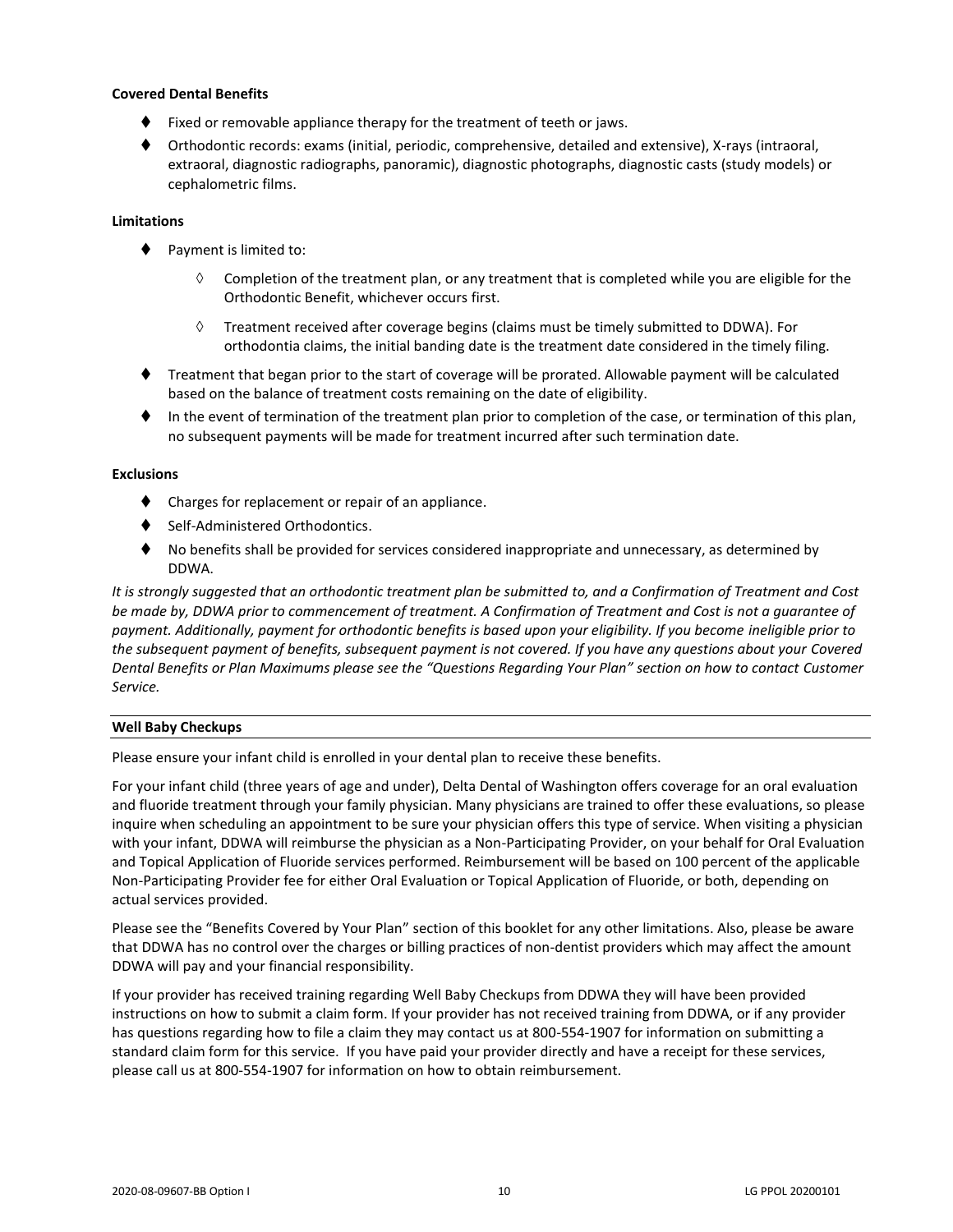**Covered Dental Benefits**

- Fixed or removable appliance therapy for the treatment of teeth or jaws.
- Orthodontic records: exams (initial, periodic, comprehensive, detailed and extensive), X-rays (intraoral, extraoral, diagnostic radiographs, panoramic), diagnostic photographs, diagnostic casts (study models) or cephalometric films.

**Limitations**

- Payment is limited to:
  - Completion of the treatment plan, or any treatment that is completed while you are eligible for the Orthodontic Benefit, whichever occurs first.
  - Treatment received after coverage begins (claims must be timely submitted to DDWA). For orthodontia claims, the initial banding date is the treatment date considered in the timely filing.
- Treatment that began prior to the start of coverage will be prorated. Allowable payment will be calculated based on the balance of treatment costs remaining on the date of eligibility.
- In the event of termination of the treatment plan prior to completion of the case, or termination of this plan, no subsequent payments will be made for treatment incurred after such termination date.

**Exclusions**

- Charges for replacement or repair of an appliance.
- Self-Administered Orthodontics.
- No benefits shall be provided for services considered inappropriate and unnecessary, as determined by DDWA.

*It is strongly suggested that an orthodontic treatment plan be submitted to, and a Confirmation of Treatment and Cost be made by, DDWA prior to commencement of treatment. A Confirmation of Treatment and Cost is not a guarantee of payment. Additionally, payment for orthodontic benefits is based upon your eligibility. If you become ineligible prior to the subsequent payment of benefits, subsequent payment is not covered. If you have any questions about your Covered Dental Benefits or Plan Maximums please see the "Questions Regarding Your Plan" section on how to contact Customer Service.*

**Well Baby Checkups**

Please ensure your infant child is enrolled in your dental plan to receive these benefits.

For your infant child (three years of age and under), Delta Dental of Washington offers coverage for an oral evaluation and fluoride treatment through your family physician. Many physicians are trained to offer these evaluations, so please inquire when scheduling an appointment to be sure your physician offers this type of service. When visiting a physician with your infant, DDWA will reimburse the physician as a Non-Participating Provider, on your behalf for Oral Evaluation and Topical Application of Fluoride services performed. Reimbursement will be based on 100 percent of the applicable Non-Participating Provider fee for either Oral Evaluation or Topical Application of Fluoride, or both, depending on actual services provided.

Please see the "Benefits Covered by Your Plan" section of this booklet for any other limitations. Also, please be aware that DDWA has no control over the charges or billing practices of non-dentist providers which may affect the amount DDWA will pay and your financial responsibility.

If your provider has received training regarding Well Baby Checkups from DDWA they will have been provided instructions on how to submit a claim form. If your provider has not received training from DDWA, or if any provider has questions regarding how to file a claim they may contact us at 800-554-1907 for information on submitting a standard claim form for this service. If you have paid your provider directly and have a receipt for these services, please call us at 800-554-1907 for information on how to obtain reimbursement.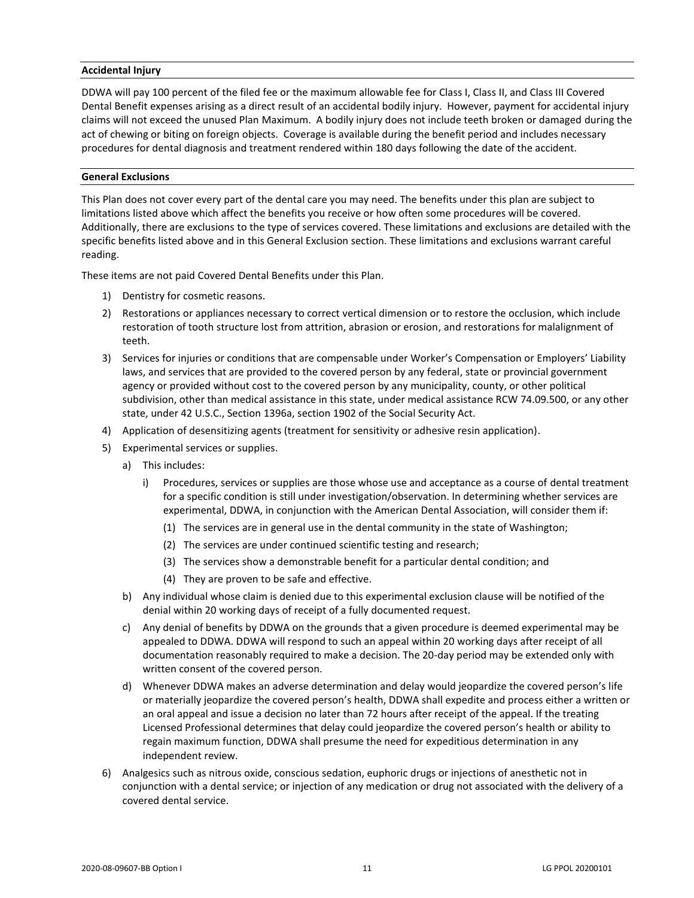**Accidental Injury**

DDWA will pay 100 percent of the filed fee or the maximum allowable fee for Class I, Class II, and Class III Covered Dental Benefit expenses arising as a direct result of an accidental bodily injury. However, payment for accidental injury claims will not exceed the unused Plan Maximum. A bodily injury does not include teeth broken or damaged during the act of chewing or biting on foreign objects. Coverage is available during the benefit period and includes necessary procedures for dental diagnosis and treatment rendered within 180 days following the date of the accident.

**General Exclusions**

This Plan does not cover every part of the dental care you may need. The benefits under this plan are subject to limitations listed above which affect the benefits you receive or how often some procedures will be covered. Additionally, there are exclusions to the type of services covered. These limitations and exclusions are detailed with the specific benefits listed above and in this General Exclusion section. These limitations and exclusions warrant careful reading.

These items are not paid Covered Dental Benefits under this Plan.

1) Dentistry for cosmetic reasons.
2) Restorations or appliances necessary to correct vertical dimension or to restore the occlusion, which include restoration of tooth structure lost from attrition, abrasion or erosion, and restorations for malalignment of teeth.
3) Services for injuries or conditions that are compensable under Worker's Compensation or Employers' Liability laws, and services that are provided to the covered person by any federal, state or provincial government agency or provided without cost to the covered person by any municipality, county, or other political subdivision, other than medical assistance in this state, under medical assistance RCW 74.09.500, or any other state, under 42 U.S.C., Section 1396a, section 1902 of the Social Security Act.
4) Application of desensitizing agents (treatment for sensitivity or adhesive resin application).
5) Experimental services or supplies.
    a) This includes:
        i) Procedures, services or supplies are those whose use and acceptance as a course of dental treatment for a specific condition is still under investigation/observation. In determining whether services are experimental, DDWA, in conjunction with the American Dental Association, will consider them if:
            (1) The services are in general use in the dental community in the state of Washington;
            (2) The services are under continued scientific testing and research;
            (3) The services show a demonstrable benefit for a particular dental condition; and
            (4) They are proven to be safe and effective.
    b) Any individual whose claim is denied due to this experimental exclusion clause will be notified of the denial within 20 working days of receipt of a fully documented request.
    c) Any denial of benefits by DDWA on the grounds that a given procedure is deemed experimental may be appealed to DDWA. DDWA will respond to such an appeal within 20 working days after receipt of all documentation reasonably required to make a decision. The 20-day period may be extended only with written consent of the covered person.
    d) Whenever DDWA makes an adverse determination and delay would jeopardize the covered person's life or materially jeopardize the covered person's health, DDWA shall expedite and process either a written or an oral appeal and issue a decision no later than 72 hours after receipt of the appeal. If the treating Licensed Professional determines that delay could jeopardize the covered person's health or ability to regain maximum function, DDWA shall presume the need for expeditious determination in any independent review.
6) Analgesics such as nitrous oxide, conscious sedation, euphoric drugs or injections of anesthetic not in conjunction with a dental service; or injection of any medication or drug not associated with the delivery of a covered dental service.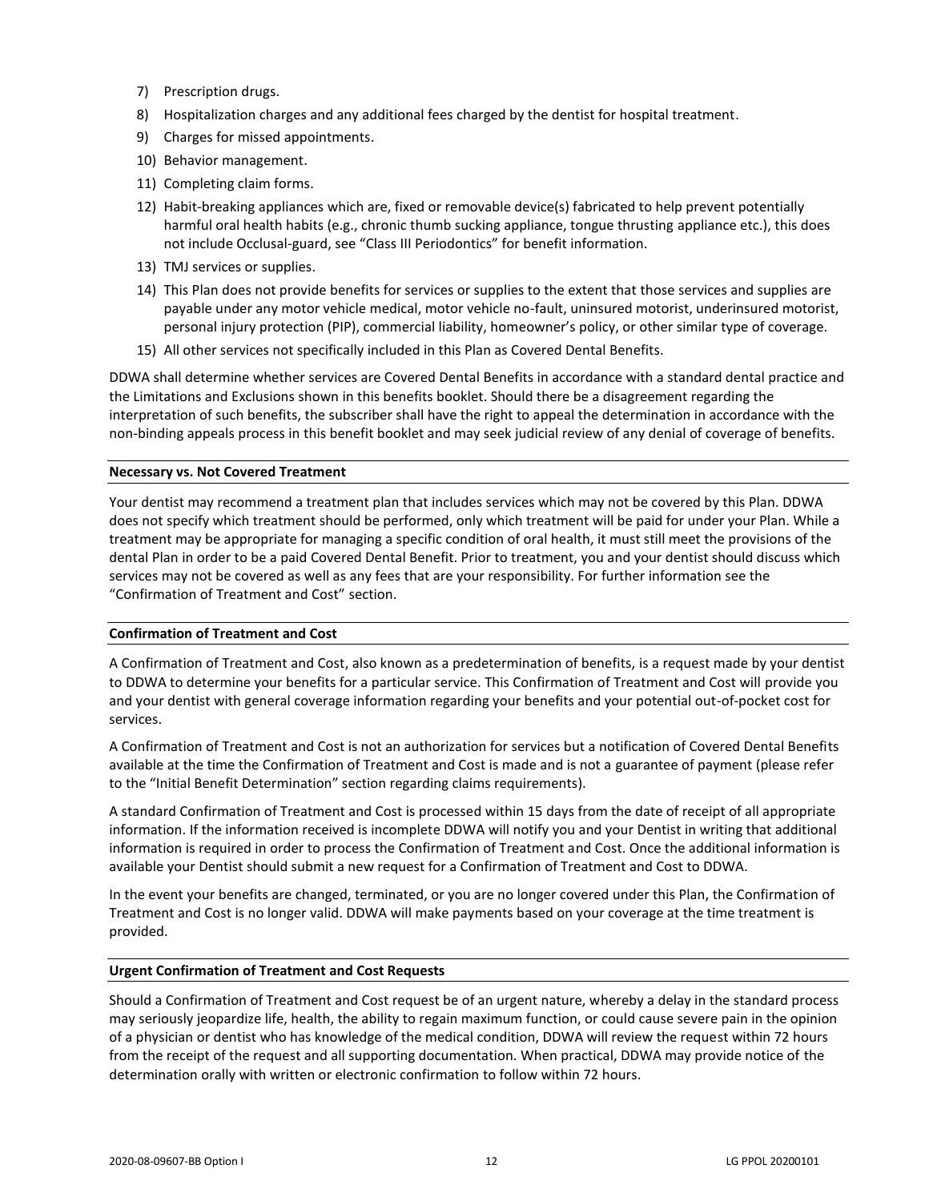7) Prescription drugs.
8) Hospitalization charges and any additional fees charged by the dentist for hospital treatment.
9) Charges for missed appointments.
10) Behavior management.
11) Completing claim forms.
12) Habit-breaking appliances which are, fixed or removable device(s) fabricated to help prevent potentially harmful oral health habits (e.g., chronic thumb sucking appliance, tongue thrusting appliance etc.), this does not include Occlusal-guard, see "Class III Periodontics" for benefit information.
13) TMJ services or supplies.
14) This Plan does not provide benefits for services or supplies to the extent that those services and supplies are payable under any motor vehicle medical, motor vehicle no-fault, uninsured motorist, underinsured motorist, personal injury protection (PIP), commercial liability, homeowner's policy, or other similar type of coverage.
15) All other services not specifically included in this Plan as Covered Dental Benefits.

DDWA shall determine whether services are Covered Dental Benefits in accordance with a standard dental practice and the Limitations and Exclusions shown in this benefits booklet. Should there be a disagreement regarding the interpretation of such benefits, the subscriber shall have the right to appeal the determination in accordance with the non-binding appeals process in this benefit booklet and may seek judicial review of any denial of coverage of benefits.

**Necessary vs. Not Covered Treatment**

Your dentist may recommend a treatment plan that includes services which may not be covered by this Plan. DDWA does not specify which treatment should be performed, only which treatment will be paid for under your Plan. While a treatment may be appropriate for managing a specific condition of oral health, it must still meet the provisions of the dental Plan in order to be a paid Covered Dental Benefit. Prior to treatment, you and your dentist should discuss which services may not be covered as well as any fees that are your responsibility. For further information see the "Confirmation of Treatment and Cost" section.

**Confirmation of Treatment and Cost**

A Confirmation of Treatment and Cost, also known as a predetermination of benefits, is a request made by your dentist to DDWA to determine your benefits for a particular service. This Confirmation of Treatment and Cost will provide you and your dentist with general coverage information regarding your benefits and your potential out-of-pocket cost for services.

A Confirmation of Treatment and Cost is not an authorization for services but a notification of Covered Dental Benefits available at the time the Confirmation of Treatment and Cost is made and is not a guarantee of payment (please refer to the "Initial Benefit Determination" section regarding claims requirements).

A standard Confirmation of Treatment and Cost is processed within 15 days from the date of receipt of all appropriate information. If the information received is incomplete DDWA will notify you and your Dentist in writing that additional information is required in order to process the Confirmation of Treatment and Cost. Once the additional information is available your Dentist should submit a new request for a Confirmation of Treatment and Cost to DDWA.

In the event your benefits are changed, terminated, or you are no longer covered under this Plan, the Confirmation of Treatment and Cost is no longer valid. DDWA will make payments based on your coverage at the time treatment is provided.

**Urgent Confirmation of Treatment and Cost Requests**

Should a Confirmation of Treatment and Cost request be of an urgent nature, whereby a delay in the standard process may seriously jeopardize life, health, the ability to regain maximum function, or could cause severe pain in the opinion of a physician or dentist who has knowledge of the medical condition, DDWA will review the request within 72 hours from the receipt of the request and all supporting documentation. When practical, DDWA may provide notice of the determination orally with written or electronic confirmation to follow within 72 hours.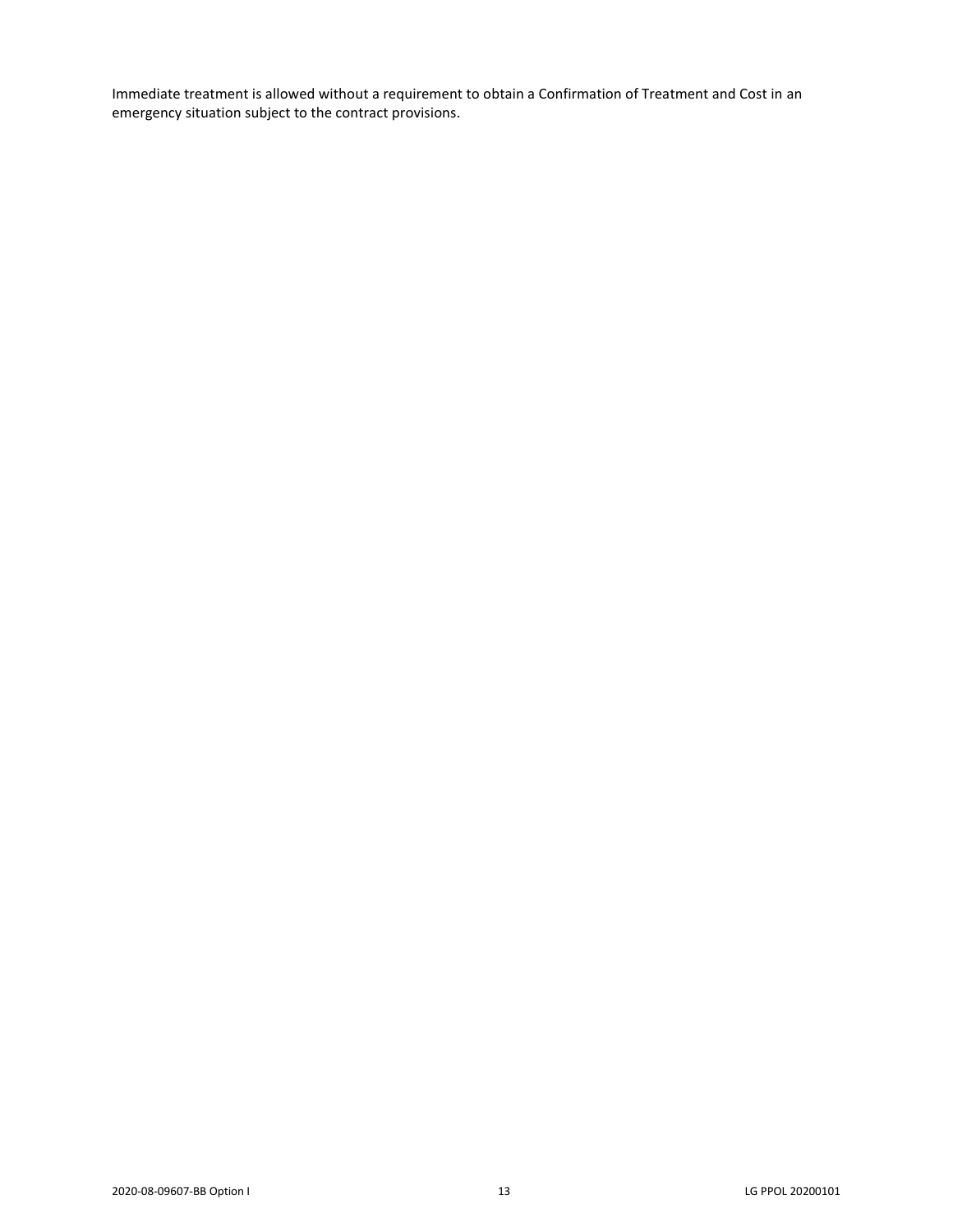Immediate treatment is allowed without a requirement to obtain a Confirmation of Treatment and Cost in an emergency situation subject to the contract provisions.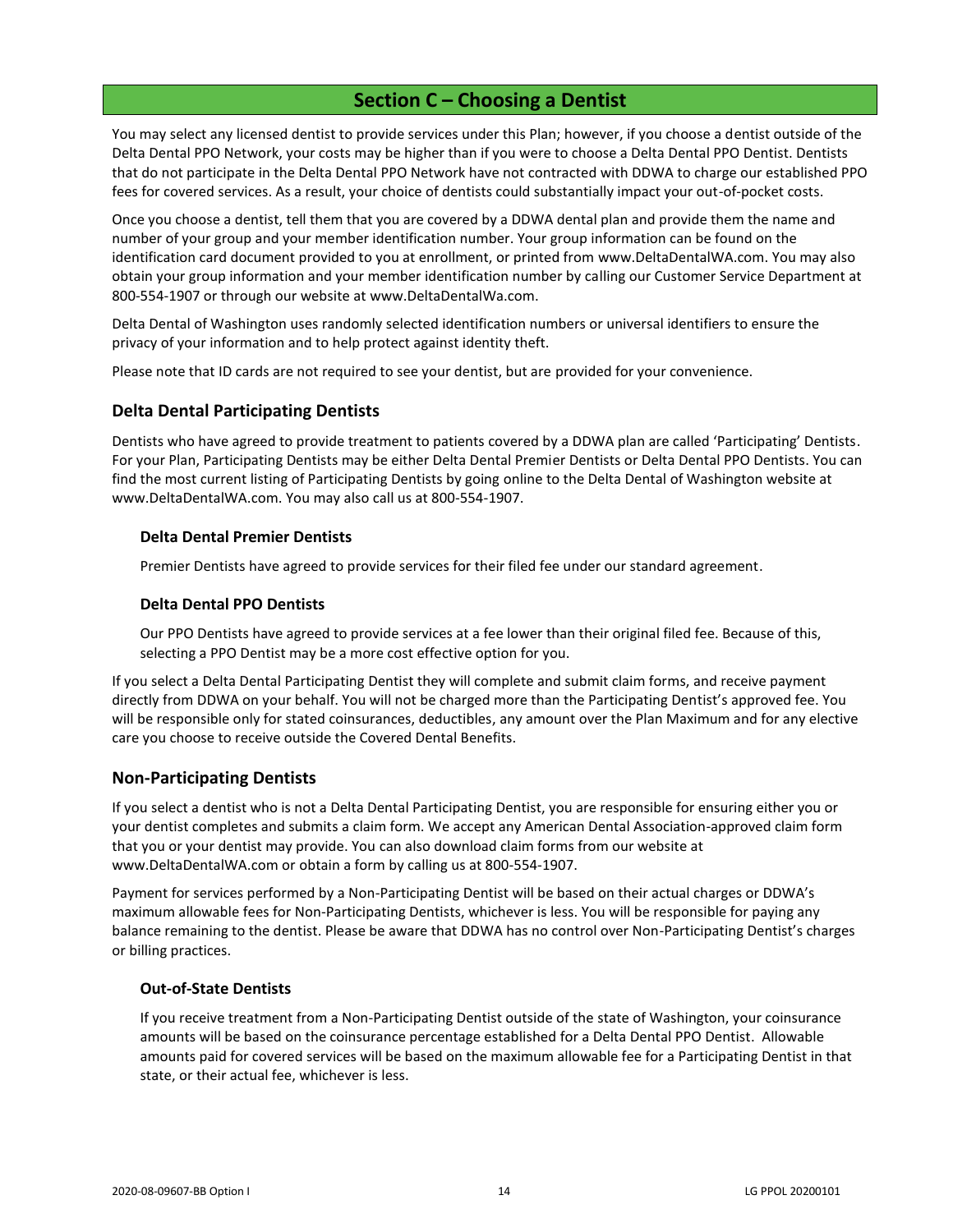# Section C – Choosing a Dentist

You may select any licensed dentist to provide services under this Plan; however, if you choose a dentist outside of the Delta Dental PPO Network, your costs may be higher than if you were to choose a Delta Dental PPO Dentist. Dentists that do not participate in the Delta Dental PPO Network have not contracted with DDWA to charge our established PPO fees for covered services. As a result, your choice of dentists could substantially impact your out-of-pocket costs.

Once you choose a dentist, tell them that you are covered by a DDWA dental plan and provide them the name and number of your group and your member identification number. Your group information can be found on the identification card document provided to you at enrollment, or printed from www.DeltaDentalWA.com. You may also obtain your group information and your member identification number by calling our Customer Service Department at 800-554-1907 or through our website at www.DeltaDentalWa.com.

Delta Dental of Washington uses randomly selected identification numbers or universal identifiers to ensure the privacy of your information and to help protect against identity theft.

Please note that ID cards are not required to see your dentist, but are provided for your convenience.

## Delta Dental Participating Dentists

Dentists who have agreed to provide treatment to patients covered by a DDWA plan are called 'Participating' Dentists. For your Plan, Participating Dentists may be either Delta Dental Premier Dentists or Delta Dental PPO Dentists. You can find the most current listing of Participating Dentists by going online to the Delta Dental of Washington website at www.DeltaDentalWA.com. You may also call us at 800-554-1907.

### Delta Dental Premier Dentists

Premier Dentists have agreed to provide services for their filed fee under our standard agreement.

### Delta Dental PPO Dentists

Our PPO Dentists have agreed to provide services at a fee lower than their original filed fee. Because of this, selecting a PPO Dentist may be a more cost effective option for you.

If you select a Delta Dental Participating Dentist they will complete and submit claim forms, and receive payment directly from DDWA on your behalf. You will not be charged more than the Participating Dentist's approved fee. You will be responsible only for stated coinsurances, deductibles, any amount over the Plan Maximum and for any elective care you choose to receive outside the Covered Dental Benefits.

## Non-Participating Dentists

If you select a dentist who is not a Delta Dental Participating Dentist, you are responsible for ensuring either you or your dentist completes and submits a claim form. We accept any American Dental Association-approved claim form that you or your dentist may provide. You can also download claim forms from our website at www.DeltaDentalWA.com or obtain a form by calling us at 800-554-1907.

Payment for services performed by a Non-Participating Dentist will be based on their actual charges or DDWA's maximum allowable fees for Non-Participating Dentists, whichever is less. You will be responsible for paying any balance remaining to the dentist. Please be aware that DDWA has no control over Non-Participating Dentist's charges or billing practices.

### Out-of-State Dentists

If you receive treatment from a Non-Participating Dentist outside of the state of Washington, your coinsurance amounts will be based on the coinsurance percentage established for a Delta Dental PPO Dentist. Allowable amounts paid for covered services will be based on the maximum allowable fee for a Participating Dentist in that state, or their actual fee, whichever is less.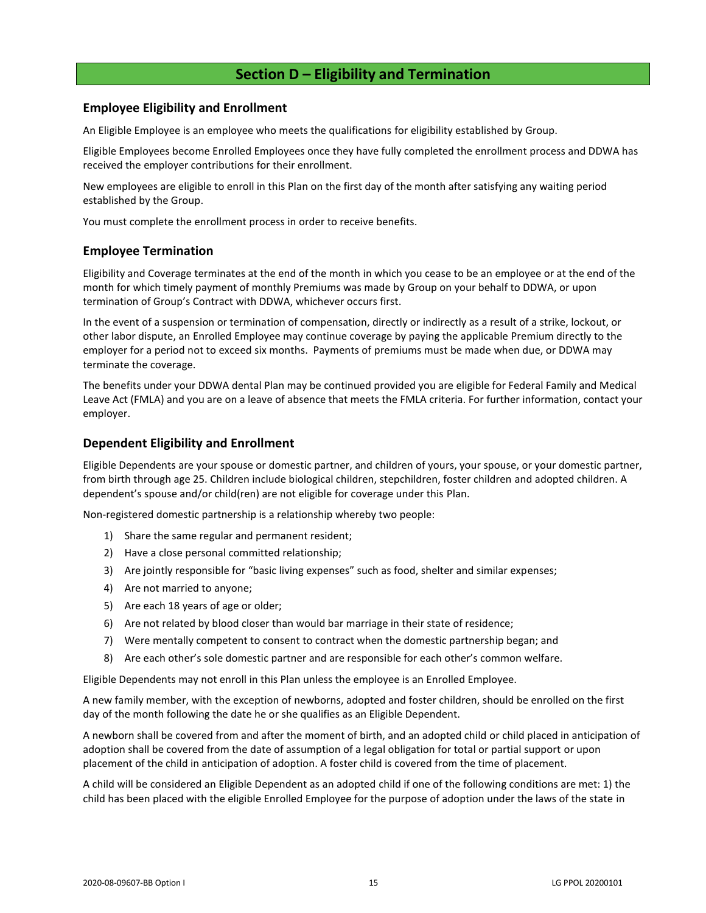## Section D – Eligibility and Termination

### Employee Eligibility and Enrollment

An Eligible Employee is an employee who meets the qualifications for eligibility established by Group.

Eligible Employees become Enrolled Employees once they have fully completed the enrollment process and DDWA has received the employer contributions for their enrollment.

New employees are eligible to enroll in this Plan on the first day of the month after satisfying any waiting period established by the Group.

You must complete the enrollment process in order to receive benefits.

### Employee Termination

Eligibility and Coverage terminates at the end of the month in which you cease to be an employee or at the end of the month for which timely payment of monthly Premiums was made by Group on your behalf to DDWA, or upon termination of Group's Contract with DDWA, whichever occurs first.

In the event of a suspension or termination of compensation, directly or indirectly as a result of a strike, lockout, or other labor dispute, an Enrolled Employee may continue coverage by paying the applicable Premium directly to the employer for a period not to exceed six months. Payments of premiums must be made when due, or DDWA may terminate the coverage.

The benefits under your DDWA dental Plan may be continued provided you are eligible for Federal Family and Medical Leave Act (FMLA) and you are on a leave of absence that meets the FMLA criteria. For further information, contact your employer.

### Dependent Eligibility and Enrollment

Eligible Dependents are your spouse or domestic partner, and children of yours, your spouse, or your domestic partner, from birth through age 25. Children include biological children, stepchildren, foster children and adopted children. A dependent's spouse and/or child(ren) are not eligible for coverage under this Plan.

Non-registered domestic partnership is a relationship whereby two people:

1) Share the same regular and permanent resident;
2) Have a close personal committed relationship;
3) Are jointly responsible for "basic living expenses" such as food, shelter and similar expenses;
4) Are not married to anyone;
5) Are each 18 years of age or older;
6) Are not related by blood closer than would bar marriage in their state of residence;
7) Were mentally competent to consent to contract when the domestic partnership began; and
8) Are each other's sole domestic partner and are responsible for each other's common welfare.

Eligible Dependents may not enroll in this Plan unless the employee is an Enrolled Employee.

A new family member, with the exception of newborns, adopted and foster children, should be enrolled on the first day of the month following the date he or she qualifies as an Eligible Dependent.

A newborn shall be covered from and after the moment of birth, and an adopted child or child placed in anticipation of adoption shall be covered from the date of assumption of a legal obligation for total or partial support or upon placement of the child in anticipation of adoption. A foster child is covered from the time of placement.

A child will be considered an Eligible Dependent as an adopted child if one of the following conditions are met: 1) the child has been placed with the eligible Enrolled Employee for the purpose of adoption under the laws of the state in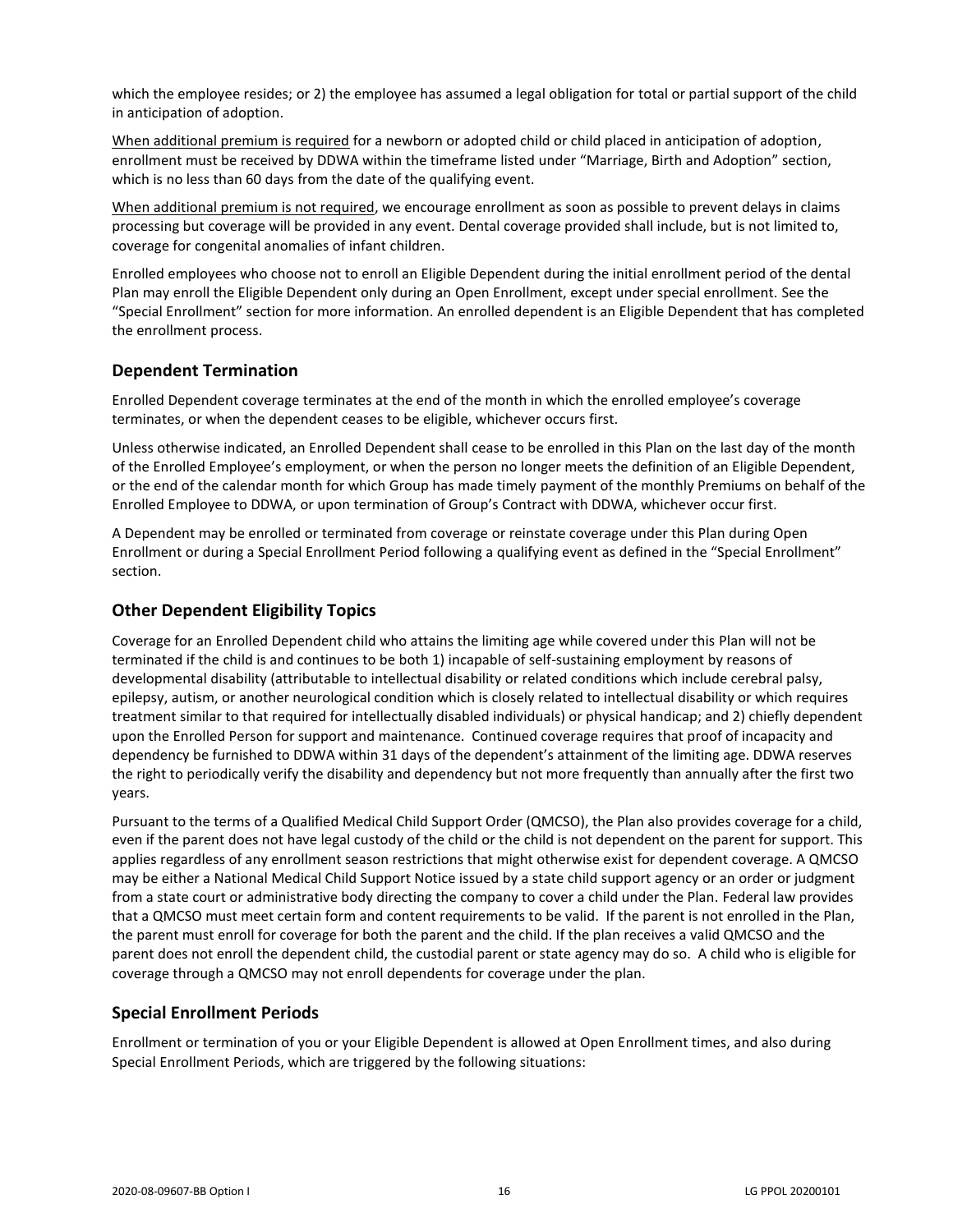which the employee resides; or 2) the employee has assumed a legal obligation for total or partial support of the child in anticipation of adoption.

When additional premium is required for a newborn or adopted child or child placed in anticipation of adoption, enrollment must be received by DDWA within the timeframe listed under "Marriage, Birth and Adoption" section, which is no less than 60 days from the date of the qualifying event.

When additional premium is not required, we encourage enrollment as soon as possible to prevent delays in claims processing but coverage will be provided in any event. Dental coverage provided shall include, but is not limited to, coverage for congenital anomalies of infant children.

Enrolled employees who choose not to enroll an Eligible Dependent during the initial enrollment period of the dental Plan may enroll the Eligible Dependent only during an Open Enrollment, except under special enrollment. See the "Special Enrollment" section for more information. An enrolled dependent is an Eligible Dependent that has completed the enrollment process.

## Dependent Termination

Enrolled Dependent coverage terminates at the end of the month in which the enrolled employee's coverage terminates, or when the dependent ceases to be eligible, whichever occurs first.

Unless otherwise indicated, an Enrolled Dependent shall cease to be enrolled in this Plan on the last day of the month of the Enrolled Employee's employment, or when the person no longer meets the definition of an Eligible Dependent, or the end of the calendar month for which Group has made timely payment of the monthly Premiums on behalf of the Enrolled Employee to DDWA, or upon termination of Group's Contract with DDWA, whichever occur first.

A Dependent may be enrolled or terminated from coverage or reinstate coverage under this Plan during Open Enrollment or during a Special Enrollment Period following a qualifying event as defined in the "Special Enrollment" section.

## Other Dependent Eligibility Topics

Coverage for an Enrolled Dependent child who attains the limiting age while covered under this Plan will not be terminated if the child is and continues to be both 1) incapable of self-sustaining employment by reasons of developmental disability (attributable to intellectual disability or related conditions which include cerebral palsy, epilepsy, autism, or another neurological condition which is closely related to intellectual disability or which requires treatment similar to that required for intellectually disabled individuals) or physical handicap; and 2) chiefly dependent upon the Enrolled Person for support and maintenance. Continued coverage requires that proof of incapacity and dependency be furnished to DDWA within 31 days of the dependent's attainment of the limiting age. DDWA reserves the right to periodically verify the disability and dependency but not more frequently than annually after the first two years.

Pursuant to the terms of a Qualified Medical Child Support Order (QMCSO), the Plan also provides coverage for a child, even if the parent does not have legal custody of the child or the child is not dependent on the parent for support. This applies regardless of any enrollment season restrictions that might otherwise exist for dependent coverage. A QMCSO may be either a National Medical Child Support Notice issued by a state child support agency or an order or judgment from a state court or administrative body directing the company to cover a child under the Plan. Federal law provides that a QMCSO must meet certain form and content requirements to be valid. If the parent is not enrolled in the Plan, the parent must enroll for coverage for both the parent and the child. If the plan receives a valid QMCSO and the parent does not enroll the dependent child, the custodial parent or state agency may do so. A child who is eligible for coverage through a QMCSO may not enroll dependents for coverage under the plan.

## Special Enrollment Periods

Enrollment or termination of you or your Eligible Dependent is allowed at Open Enrollment times, and also during Special Enrollment Periods, which are triggered by the following situations: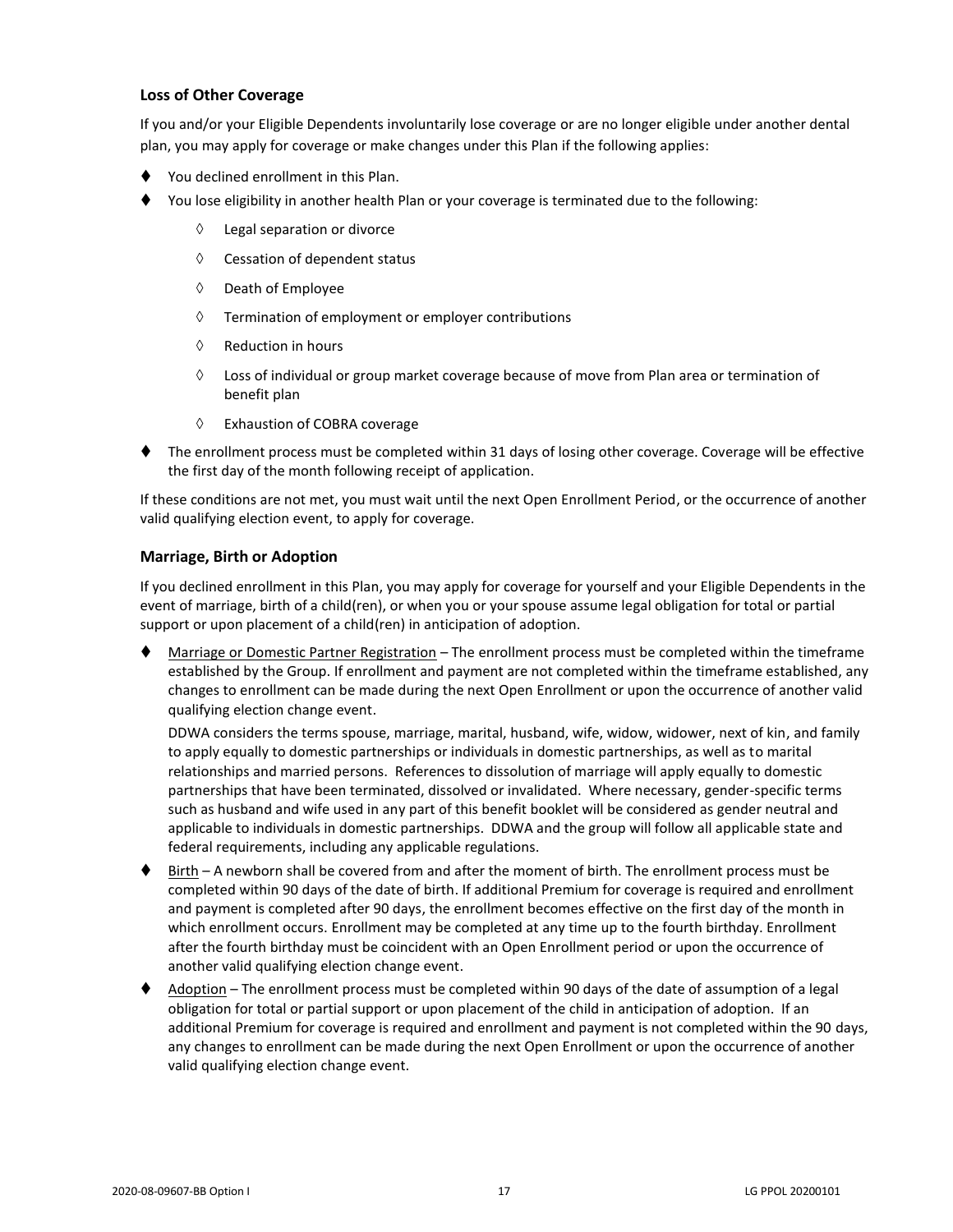### Loss of Other Coverage

If you and/or your Eligible Dependents involuntarily lose coverage or are no longer eligible under another dental plan, you may apply for coverage or make changes under this Plan if the following applies:

- You declined enrollment in this Plan.
- You lose eligibility in another health Plan or your coverage is terminated due to the following:
  - Legal separation or divorce
  - Cessation of dependent status
  - Death of Employee
  - Termination of employment or employer contributions
  - Reduction in hours
  - Loss of individual or group market coverage because of move from Plan area or termination of benefit plan
  - Exhaustion of COBRA coverage
- The enrollment process must be completed within 31 days of losing other coverage. Coverage will be effective the first day of the month following receipt of application.

If these conditions are not met, you must wait until the next Open Enrollment Period, or the occurrence of another valid qualifying election event, to apply for coverage.

### Marriage, Birth or Adoption

If you declined enrollment in this Plan, you may apply for coverage for yourself and your Eligible Dependents in the event of marriage, birth of a child(ren), or when you or your spouse assume legal obligation for total or partial support or upon placement of a child(ren) in anticipation of adoption.

- Marriage or Domestic Partner Registration – The enrollment process must be completed within the timeframe established by the Group. If enrollment and payment are not completed within the timeframe established, any changes to enrollment can be made during the next Open Enrollment or upon the occurrence of another valid qualifying election change event.

  DDWA considers the terms spouse, marriage, marital, husband, wife, widow, widower, next of kin, and family to apply equally to domestic partnerships or individuals in domestic partnerships, as well as to marital relationships and married persons. References to dissolution of marriage will apply equally to domestic partnerships that have been terminated, dissolved or invalidated. Where necessary, gender-specific terms such as husband and wife used in any part of this benefit booklet will be considered as gender neutral and applicable to individuals in domestic partnerships. DDWA and the group will follow all applicable state and federal requirements, including any applicable regulations.

- Birth – A newborn shall be covered from and after the moment of birth. The enrollment process must be completed within 90 days of the date of birth. If additional Premium for coverage is required and enrollment and payment is completed after 90 days, the enrollment becomes effective on the first day of the month in which enrollment occurs. Enrollment may be completed at any time up to the fourth birthday. Enrollment after the fourth birthday must be coincident with an Open Enrollment period or upon the occurrence of another valid qualifying election change event.

- Adoption – The enrollment process must be completed within 90 days of the date of assumption of a legal obligation for total or partial support or upon placement of the child in anticipation of adoption. If an additional Premium for coverage is required and enrollment and payment is not completed within the 90 days, any changes to enrollment can be made during the next Open Enrollment or upon the occurrence of another valid qualifying election change event.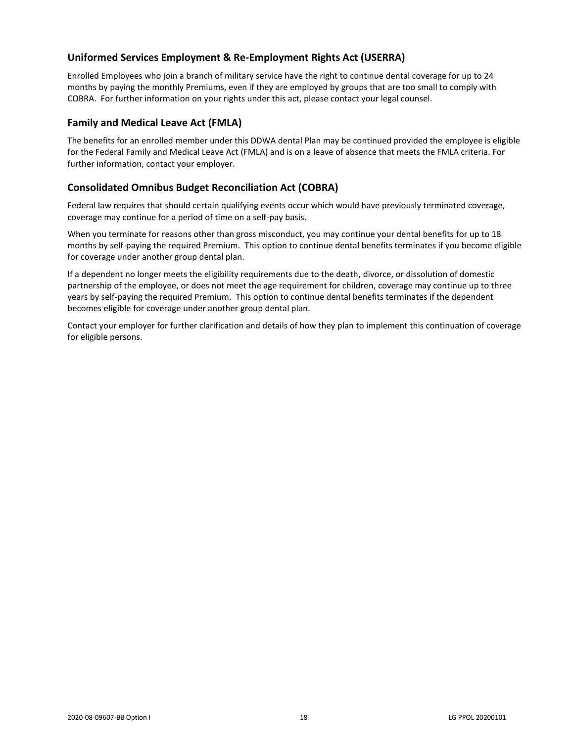## Uniformed Services Employment & Re-Employment Rights Act (USERRA)

Enrolled Employees who join a branch of military service have the right to continue dental coverage for up to 24 months by paying the monthly Premiums, even if they are employed by groups that are too small to comply with COBRA. For further information on your rights under this act, please contact your legal counsel.

## Family and Medical Leave Act (FMLA)

The benefits for an enrolled member under this DDWA dental Plan may be continued provided the employee is eligible for the Federal Family and Medical Leave Act (FMLA) and is on a leave of absence that meets the FMLA criteria. For further information, contact your employer.

## Consolidated Omnibus Budget Reconciliation Act (COBRA)

Federal law requires that should certain qualifying events occur which would have previously terminated coverage, coverage may continue for a period of time on a self-pay basis.

When you terminate for reasons other than gross misconduct, you may continue your dental benefits for up to 18 months by self-paying the required Premium. This option to continue dental benefits terminates if you become eligible for coverage under another group dental plan.

If a dependent no longer meets the eligibility requirements due to the death, divorce, or dissolution of domestic partnership of the employee, or does not meet the age requirement for children, coverage may continue up to three years by self-paying the required Premium. This option to continue dental benefits terminates if the dependent becomes eligible for coverage under another group dental plan.

Contact your employer for further clarification and details of how they plan to implement this continuation of coverage for eligible persons.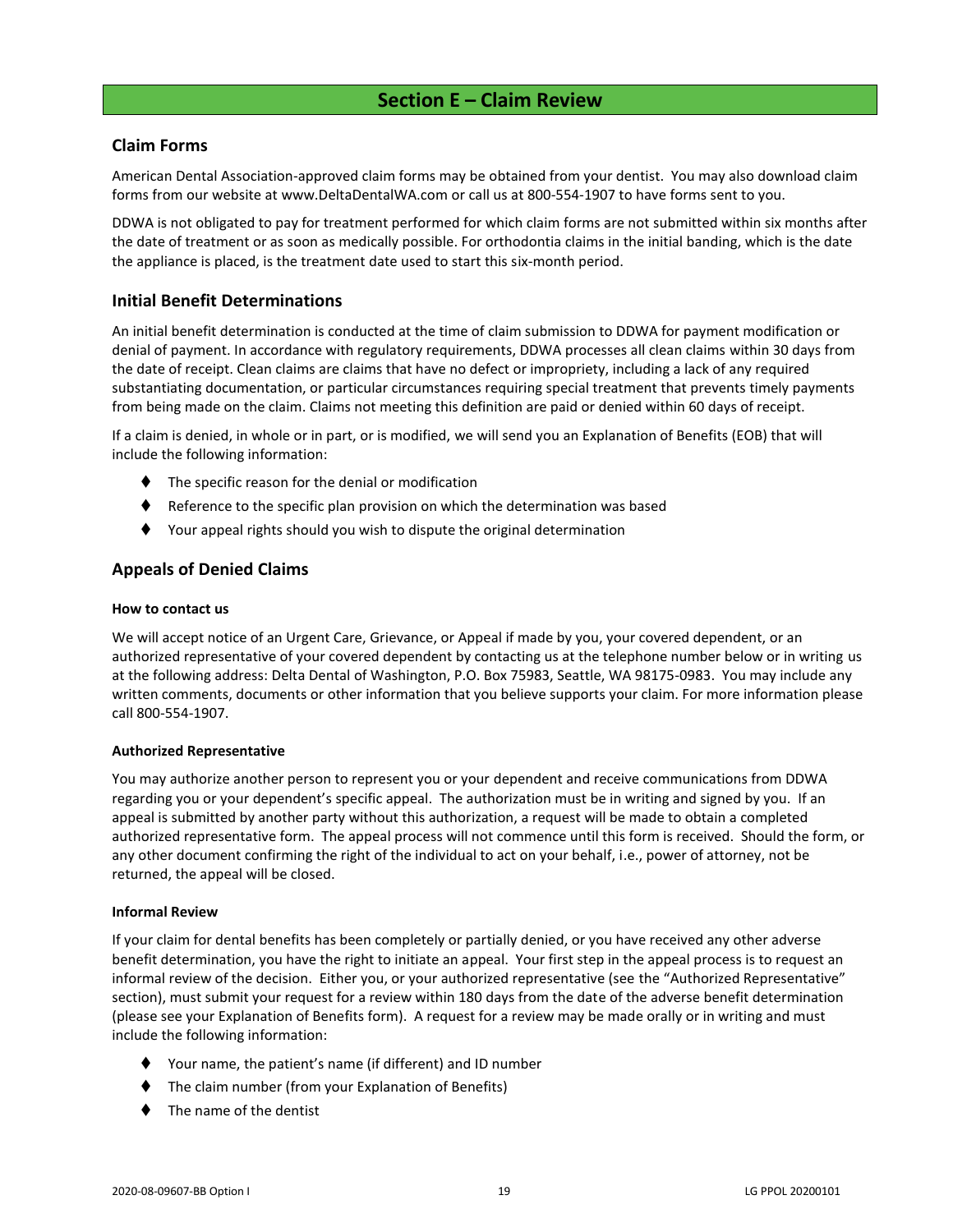# Section E – Claim Review

## Claim Forms

American Dental Association-approved claim forms may be obtained from your dentist. You may also download claim forms from our website at www.DeltaDentalWA.com or call us at 800-554-1907 to have forms sent to you.

DDWA is not obligated to pay for treatment performed for which claim forms are not submitted within six months after the date of treatment or as soon as medically possible. For orthodontia claims in the initial banding, which is the date the appliance is placed, is the treatment date used to start this six-month period.

## Initial Benefit Determinations

An initial benefit determination is conducted at the time of claim submission to DDWA for payment modification or denial of payment. In accordance with regulatory requirements, DDWA processes all clean claims within 30 days from the date of receipt. Clean claims are claims that have no defect or impropriety, including a lack of any required substantiating documentation, or particular circumstances requiring special treatment that prevents timely payments from being made on the claim. Claims not meeting this definition are paid or denied within 60 days of receipt.

If a claim is denied, in whole or in part, or is modified, we will send you an Explanation of Benefits (EOB) that will include the following information:

- The specific reason for the denial or modification
- Reference to the specific plan provision on which the determination was based
- Your appeal rights should you wish to dispute the original determination

## Appeals of Denied Claims

**How to contact us**

We will accept notice of an Urgent Care, Grievance, or Appeal if made by you, your covered dependent, or an authorized representative of your covered dependent by contacting us at the telephone number below or in writing us at the following address: Delta Dental of Washington, P.O. Box 75983, Seattle, WA 98175-0983. You may include any written comments, documents or other information that you believe supports your claim. For more information please call 800-554-1907.

**Authorized Representative**

You may authorize another person to represent you or your dependent and receive communications from DDWA regarding you or your dependent's specific appeal. The authorization must be in writing and signed by you. If an appeal is submitted by another party without this authorization, a request will be made to obtain a completed authorized representative form. The appeal process will not commence until this form is received. Should the form, or any other document confirming the right of the individual to act on your behalf, i.e., power of attorney, not be returned, the appeal will be closed.

**Informal Review**

If your claim for dental benefits has been completely or partially denied, or you have received any other adverse benefit determination, you have the right to initiate an appeal. Your first step in the appeal process is to request an informal review of the decision. Either you, or your authorized representative (see the "Authorized Representative" section), must submit your request for a review within 180 days from the date of the adverse benefit determination (please see your Explanation of Benefits form). A request for a review may be made orally or in writing and must include the following information:

- Your name, the patient's name (if different) and ID number
- The claim number (from your Explanation of Benefits)
- The name of the dentist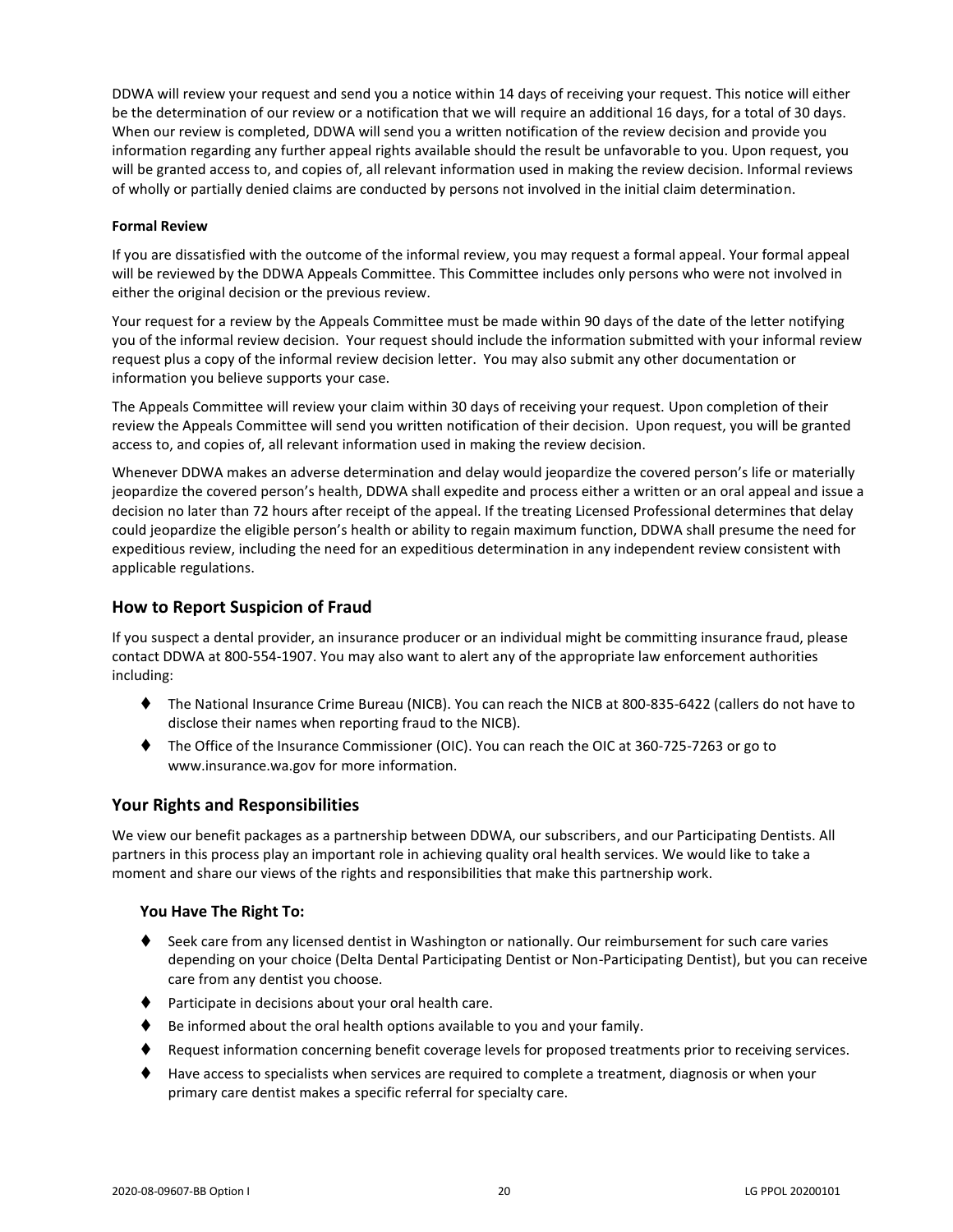DDWA will review your request and send you a notice within 14 days of receiving your request. This notice will either be the determination of our review or a notification that we will require an additional 16 days, for a total of 30 days. When our review is completed, DDWA will send you a written notification of the review decision and provide you information regarding any further appeal rights available should the result be unfavorable to you. Upon request, you will be granted access to, and copies of, all relevant information used in making the review decision. Informal reviews of wholly or partially denied claims are conducted by persons not involved in the initial claim determination.

#### Formal Review

If you are dissatisfied with the outcome of the informal review, you may request a formal appeal. Your formal appeal will be reviewed by the DDWA Appeals Committee. This Committee includes only persons who were not involved in either the original decision or the previous review.

Your request for a review by the Appeals Committee must be made within 90 days of the date of the letter notifying you of the informal review decision. Your request should include the information submitted with your informal review request plus a copy of the informal review decision letter. You may also submit any other documentation or information you believe supports your case.

The Appeals Committee will review your claim within 30 days of receiving your request. Upon completion of their review the Appeals Committee will send you written notification of their decision. Upon request, you will be granted access to, and copies of, all relevant information used in making the review decision.

Whenever DDWA makes an adverse determination and delay would jeopardize the covered person's life or materially jeopardize the covered person's health, DDWA shall expedite and process either a written or an oral appeal and issue a decision no later than 72 hours after receipt of the appeal. If the treating Licensed Professional determines that delay could jeopardize the eligible person's health or ability to regain maximum function, DDWA shall presume the need for expeditious review, including the need for an expeditious determination in any independent review consistent with applicable regulations.

## How to Report Suspicion of Fraud

If you suspect a dental provider, an insurance producer or an individual might be committing insurance fraud, please contact DDWA at 800-554-1907. You may also want to alert any of the appropriate law enforcement authorities including:

- The National Insurance Crime Bureau (NICB). You can reach the NICB at 800-835-6422 (callers do not have to disclose their names when reporting fraud to the NICB).
- The Office of the Insurance Commissioner (OIC). You can reach the OIC at 360-725-7263 or go to www.insurance.wa.gov for more information.

## Your Rights and Responsibilities

We view our benefit packages as a partnership between DDWA, our subscribers, and our Participating Dentists. All partners in this process play an important role in achieving quality oral health services. We would like to take a moment and share our views of the rights and responsibilities that make this partnership work.

### You Have The Right To:

- Seek care from any licensed dentist in Washington or nationally. Our reimbursement for such care varies depending on your choice (Delta Dental Participating Dentist or Non-Participating Dentist), but you can receive care from any dentist you choose.
- Participate in decisions about your oral health care.
- Be informed about the oral health options available to you and your family.
- Request information concerning benefit coverage levels for proposed treatments prior to receiving services.
- Have access to specialists when services are required to complete a treatment, diagnosis or when your primary care dentist makes a specific referral for specialty care.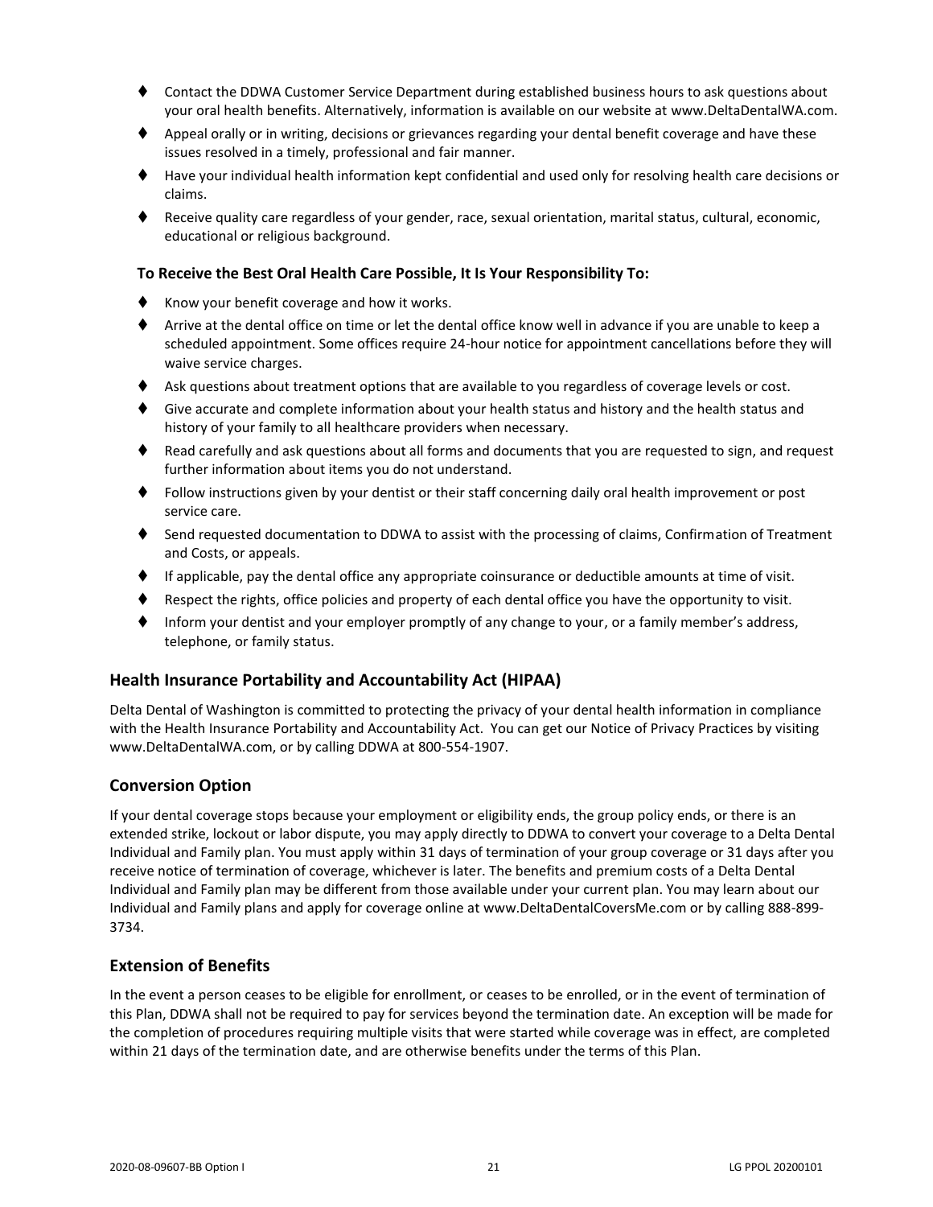- Contact the DDWA Customer Service Department during established business hours to ask questions about your oral health benefits. Alternatively, information is available on our website at www.DeltaDentalWA.com.
- Appeal orally or in writing, decisions or grievances regarding your dental benefit coverage and have these issues resolved in a timely, professional and fair manner.
- Have your individual health information kept confidential and used only for resolving health care decisions or claims.
- Receive quality care regardless of your gender, race, sexual orientation, marital status, cultural, economic, educational or religious background.

**To Receive the Best Oral Health Care Possible, It Is Your Responsibility To:**

- Know your benefit coverage and how it works.
- Arrive at the dental office on time or let the dental office know well in advance if you are unable to keep a scheduled appointment. Some offices require 24-hour notice for appointment cancellations before they will waive service charges.
- Ask questions about treatment options that are available to you regardless of coverage levels or cost.
- Give accurate and complete information about your health status and history and the health status and history of your family to all healthcare providers when necessary.
- Read carefully and ask questions about all forms and documents that you are requested to sign, and request further information about items you do not understand.
- Follow instructions given by your dentist or their staff concerning daily oral health improvement or post service care.
- Send requested documentation to DDWA to assist with the processing of claims, Confirmation of Treatment and Costs, or appeals.
- If applicable, pay the dental office any appropriate coinsurance or deductible amounts at time of visit.
- Respect the rights, office policies and property of each dental office you have the opportunity to visit.
- Inform your dentist and your employer promptly of any change to your, or a family member's address, telephone, or family status.

## Health Insurance Portability and Accountability Act (HIPAA)

Delta Dental of Washington is committed to protecting the privacy of your dental health information in compliance with the Health Insurance Portability and Accountability Act. You can get our Notice of Privacy Practices by visiting www.DeltaDentalWA.com, or by calling DDWA at 800-554-1907.

## Conversion Option

If your dental coverage stops because your employment or eligibility ends, the group policy ends, or there is an extended strike, lockout or labor dispute, you may apply directly to DDWA to convert your coverage to a Delta Dental Individual and Family plan. You must apply within 31 days of termination of your group coverage or 31 days after you receive notice of termination of coverage, whichever is later. The benefits and premium costs of a Delta Dental Individual and Family plan may be different from those available under your current plan. You may learn about our Individual and Family plans and apply for coverage online at www.DeltaDentalCoversMe.com or by calling 888-899-3734.

## Extension of Benefits

In the event a person ceases to be eligible for enrollment, or ceases to be enrolled, or in the event of termination of this Plan, DDWA shall not be required to pay for services beyond the termination date. An exception will be made for the completion of procedures requiring multiple visits that were started while coverage was in effect, are completed within 21 days of the termination date, and are otherwise benefits under the terms of this Plan.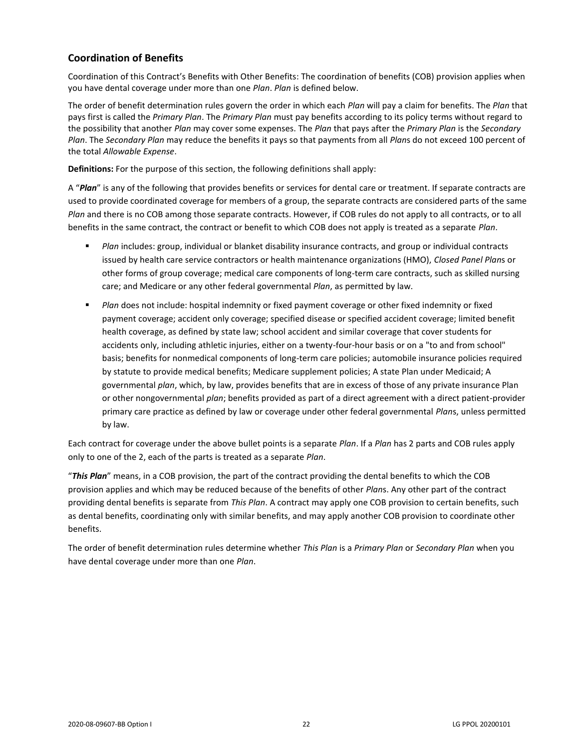## Coordination of Benefits

Coordination of this Contract's Benefits with Other Benefits: The coordination of benefits (COB) provision applies when you have dental coverage under more than one *Plan*. *Plan* is defined below.

The order of benefit determination rules govern the order in which each *Plan* will pay a claim for benefits. The *Plan* that pays first is called the *Primary Plan*. The *Primary Plan* must pay benefits according to its policy terms without regard to the possibility that another *Plan* may cover some expenses. The *Plan* that pays after the *Primary Plan* is the *Secondary Plan*. The *Secondary Plan* may reduce the benefits it pays so that payments from all *Plan*s do not exceed 100 percent of the total *Allowable Expense*.

**Definitions:** For the purpose of this section, the following definitions shall apply:

A "***Plan***" is any of the following that provides benefits or services for dental care or treatment. If separate contracts are used to provide coordinated coverage for members of a group, the separate contracts are considered parts of the same *Plan* and there is no COB among those separate contracts. However, if COB rules do not apply to all contracts, or to all benefits in the same contract, the contract or benefit to which COB does not apply is treated as a separate *Plan*.

- *Plan* includes: group, individual or blanket disability insurance contracts, and group or individual contracts issued by health care service contractors or health maintenance organizations (HMO), *Closed Panel Plan*s or other forms of group coverage; medical care components of long-term care contracts, such as skilled nursing care; and Medicare or any other federal governmental *Plan*, as permitted by law.
- *Plan* does not include: hospital indemnity or fixed payment coverage or other fixed indemnity or fixed payment coverage; accident only coverage; specified disease or specified accident coverage; limited benefit health coverage, as defined by state law; school accident and similar coverage that cover students for accidents only, including athletic injuries, either on a twenty-four-hour basis or on a "to and from school" basis; benefits for nonmedical components of long-term care policies; automobile insurance policies required by statute to provide medical benefits; Medicare supplement policies; A state Plan under Medicaid; A governmental *plan*, which, by law, provides benefits that are in excess of those of any private insurance Plan or other nongovernmental *plan*; benefits provided as part of a direct agreement with a direct patient-provider primary care practice as defined by law or coverage under other federal governmental *Plan*s, unless permitted by law.

Each contract for coverage under the above bullet points is a separate *Plan*. If a *Plan* has 2 parts and COB rules apply only to one of the 2, each of the parts is treated as a separate *Plan*.

"***This Plan***" means, in a COB provision, the part of the contract providing the dental benefits to which the COB provision applies and which may be reduced because of the benefits of other *Plan*s. Any other part of the contract providing dental benefits is separate from *This Plan*. A contract may apply one COB provision to certain benefits, such as dental benefits, coordinating only with similar benefits, and may apply another COB provision to coordinate other benefits.

The order of benefit determination rules determine whether *This Plan* is a *Primary Plan* or *Secondary Plan* when you have dental coverage under more than one *Plan*.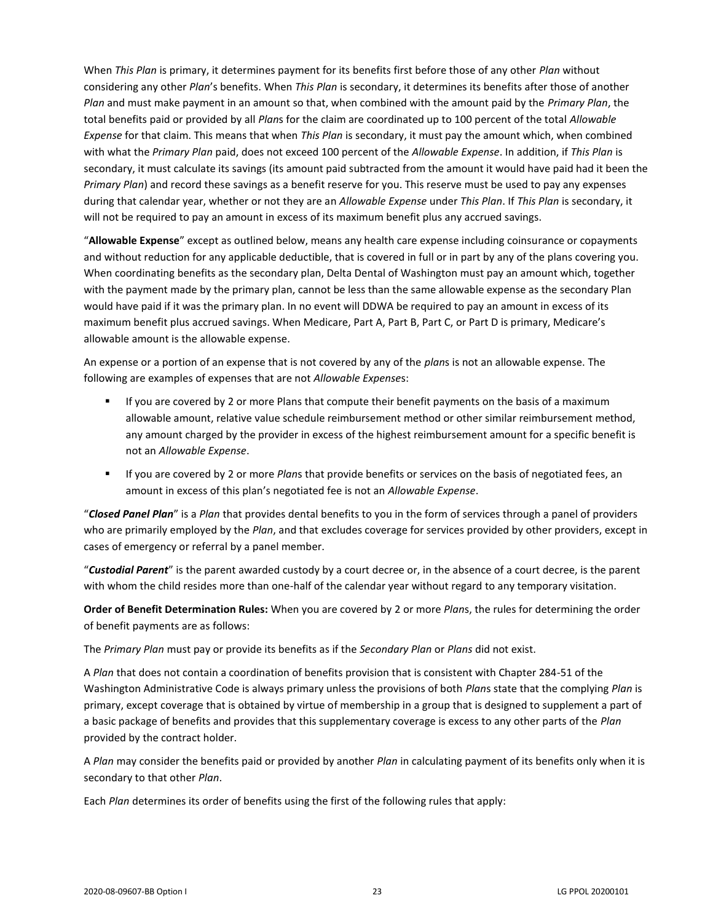When *This Plan* is primary, it determines payment for its benefits first before those of any other *Plan* without considering any other *Plan*'s benefits. When *This Plan* is secondary, it determines its benefits after those of another *Plan* and must make payment in an amount so that, when combined with the amount paid by the *Primary Plan*, the total benefits paid or provided by all *Plan*s for the claim are coordinated up to 100 percent of the total *Allowable Expense* for that claim. This means that when *This Plan* is secondary, it must pay the amount which, when combined with what the *Primary Plan* paid, does not exceed 100 percent of the *Allowable Expense*. In addition, if *This Plan* is secondary, it must calculate its savings (its amount paid subtracted from the amount it would have paid had it been the *Primary Plan*) and record these savings as a benefit reserve for you. This reserve must be used to pay any expenses during that calendar year, whether or not they are an *Allowable Expense* under *This Plan*. If *This Plan* is secondary, it will not be required to pay an amount in excess of its maximum benefit plus any accrued savings.

"**Allowable Expense**" except as outlined below, means any health care expense including coinsurance or copayments and without reduction for any applicable deductible, that is covered in full or in part by any of the plans covering you. When coordinating benefits as the secondary plan, Delta Dental of Washington must pay an amount which, together with the payment made by the primary plan, cannot be less than the same allowable expense as the secondary Plan would have paid if it was the primary plan. In no event will DDWA be required to pay an amount in excess of its maximum benefit plus accrued savings. When Medicare, Part A, Part B, Part C, or Part D is primary, Medicare's allowable amount is the allowable expense.

An expense or a portion of an expense that is not covered by any of the *plan*s is not an allowable expense. The following are examples of expenses that are not *Allowable Expense*s:

- If you are covered by 2 or more Plans that compute their benefit payments on the basis of a maximum allowable amount, relative value schedule reimbursement method or other similar reimbursement method, any amount charged by the provider in excess of the highest reimbursement amount for a specific benefit is not an *Allowable Expense*.
- If you are covered by 2 or more *Plan*s that provide benefits or services on the basis of negotiated fees, an amount in excess of this plan's negotiated fee is not an *Allowable Expense*.

"***Closed Panel Plan***" is a *Plan* that provides dental benefits to you in the form of services through a panel of providers who are primarily employed by the *Plan*, and that excludes coverage for services provided by other providers, except in cases of emergency or referral by a panel member.

"***Custodial Parent***" is the parent awarded custody by a court decree or, in the absence of a court decree, is the parent with whom the child resides more than one-half of the calendar year without regard to any temporary visitation.

**Order of Benefit Determination Rules:** When you are covered by 2 or more *Plan*s, the rules for determining the order of benefit payments are as follows:

The *Primary Plan* must pay or provide its benefits as if the *Secondary Plan* or *Plans* did not exist.

A *Plan* that does not contain a coordination of benefits provision that is consistent with Chapter 284-51 of the Washington Administrative Code is always primary unless the provisions of both *Plan*s state that the complying *Plan* is primary, except coverage that is obtained by virtue of membership in a group that is designed to supplement a part of a basic package of benefits and provides that this supplementary coverage is excess to any other parts of the *Plan* provided by the contract holder.

A *Plan* may consider the benefits paid or provided by another *Plan* in calculating payment of its benefits only when it is secondary to that other *Plan*.

Each *Plan* determines its order of benefits using the first of the following rules that apply: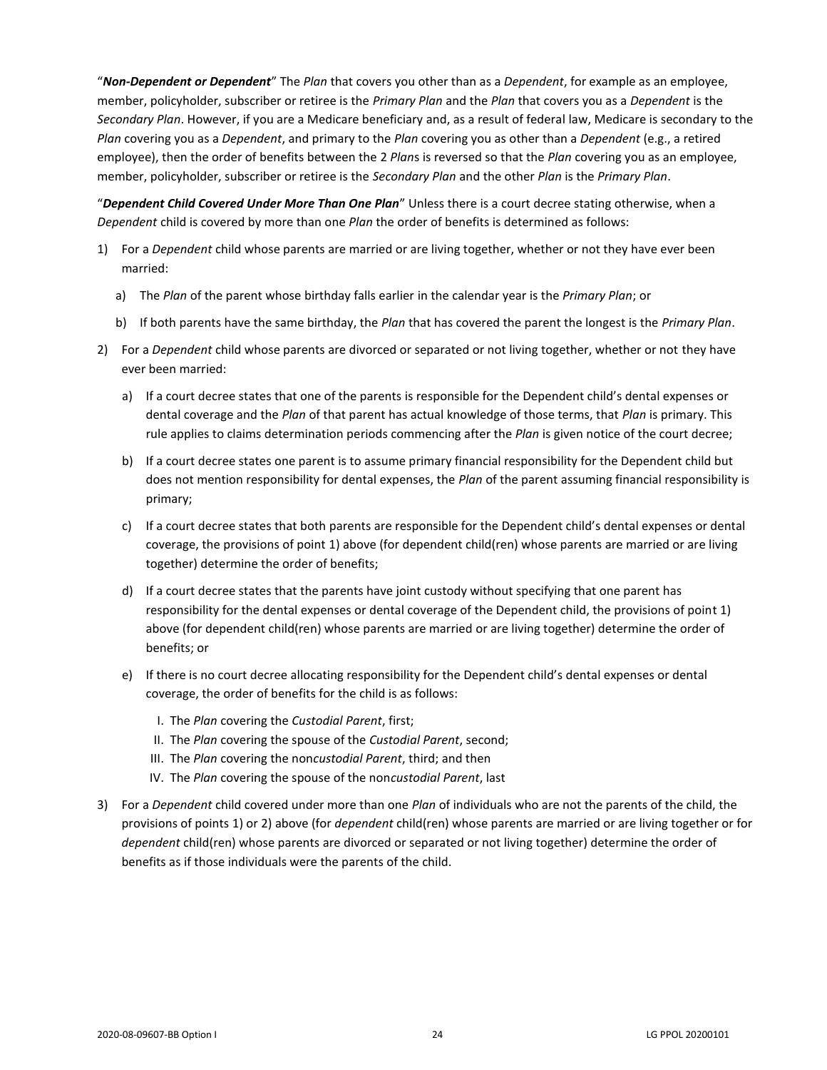"***Non-Dependent or Dependent***" The *Plan* that covers you other than as a *Dependent*, for example as an employee, member, policyholder, subscriber or retiree is the *Primary Plan* and the *Plan* that covers you as a *Dependent* is the *Secondary Plan*. However, if you are a Medicare beneficiary and, as a result of federal law, Medicare is secondary to the *Plan* covering you as a *Dependent*, and primary to the *Plan* covering you as other than a *Dependent* (e.g., a retired employee), then the order of benefits between the 2 *Plan*s is reversed so that the *Plan* covering you as an employee, member, policyholder, subscriber or retiree is the *Secondary Plan* and the other *Plan* is the *Primary Plan*.

"***Dependent Child Covered Under More Than One Plan***" Unless there is a court decree stating otherwise, when a *Dependent* child is covered by more than one *Plan* the order of benefits is determined as follows:

1) For a *Dependent* child whose parents are married or are living together, whether or not they have ever been married:
   a) The *Plan* of the parent whose birthday falls earlier in the calendar year is the *Primary Plan*; or
   b) If both parents have the same birthday, the *Plan* that has covered the parent the longest is the *Primary Plan*.
2) For a *Dependent* child whose parents are divorced or separated or not living together, whether or not they have ever been married:
   a) If a court decree states that one of the parents is responsible for the Dependent child's dental expenses or dental coverage and the *Plan* of that parent has actual knowledge of those terms, that *Plan* is primary. This rule applies to claims determination periods commencing after the *Plan* is given notice of the court decree;
   b) If a court decree states one parent is to assume primary financial responsibility for the Dependent child but does not mention responsibility for dental expenses, the *Plan* of the parent assuming financial responsibility is primary;
   c) If a court decree states that both parents are responsible for the Dependent child's dental expenses or dental coverage, the provisions of point 1) above (for dependent child(ren) whose parents are married or are living together) determine the order of benefits;
   d) If a court decree states that the parents have joint custody without specifying that one parent has responsibility for the dental expenses or dental coverage of the Dependent child, the provisions of point 1) above (for dependent child(ren) whose parents are married or are living together) determine the order of benefits; or
   e) If there is no court decree allocating responsibility for the Dependent child's dental expenses or dental coverage, the order of benefits for the child is as follows:
      I. The *Plan* covering the *Custodial Parent*, first;
      II. The *Plan* covering the spouse of the *Custodial Parent*, second;
      III. The *Plan* covering the non*custodial Parent*, third; and then
      IV. The *Plan* covering the spouse of the non*custodial Parent*, last
3) For a *Dependent* child covered under more than one *Plan* of individuals who are not the parents of the child, the provisions of points 1) or 2) above (for *dependent* child(ren) whose parents are married or are living together or for *dependent* child(ren) whose parents are divorced or separated or not living together) determine the order of benefits as if those individuals were the parents of the child.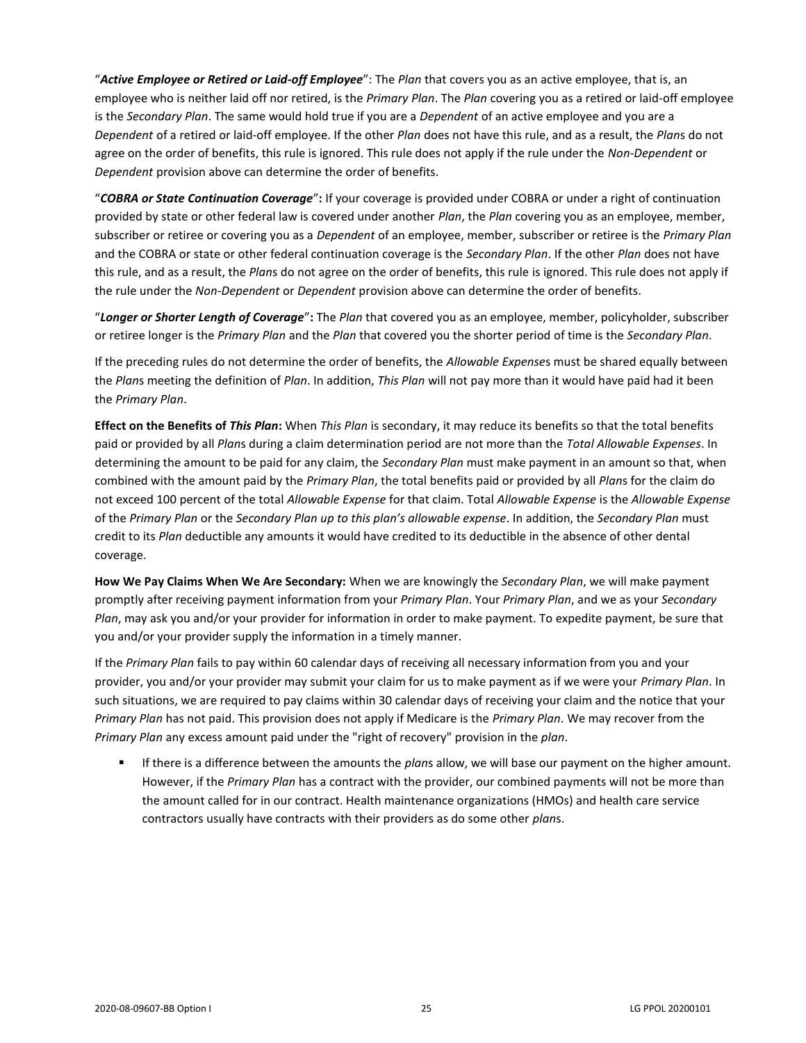"***Active Employee or Retired or Laid-off Employee***": The *Plan* that covers you as an active employee, that is, an employee who is neither laid off nor retired, is the *Primary Plan*. The *Plan* covering you as a retired or laid-off employee is the *Secondary Plan*. The same would hold true if you are a *Dependent* of an active employee and you are a *Dependent* of a retired or laid-off employee. If the other *Plan* does not have this rule, and as a result, the *Plan*s do not agree on the order of benefits, this rule is ignored. This rule does not apply if the rule under the *Non-Dependent* or *Dependent* provision above can determine the order of benefits.

"***COBRA or State Continuation Coverage***"**:** If your coverage is provided under COBRA or under a right of continuation provided by state or other federal law is covered under another *Plan*, the *Plan* covering you as an employee, member, subscriber or retiree or covering you as a *Dependent* of an employee, member, subscriber or retiree is the *Primary Plan* and the COBRA or state or other federal continuation coverage is the *Secondary Plan*. If the other *Plan* does not have this rule, and as a result, the *Plan*s do not agree on the order of benefits, this rule is ignored. This rule does not apply if the rule under the *Non-Dependent* or *Dependent* provision above can determine the order of benefits.

"***Longer or Shorter Length of Coverage***"**:** The *Plan* that covered you as an employee, member, policyholder, subscriber or retiree longer is the *Primary Plan* and the *Plan* that covered you the shorter period of time is the *Secondary Plan*.

If the preceding rules do not determine the order of benefits, the *Allowable Expense*s must be shared equally between the *Plan*s meeting the definition of *Plan*. In addition, *This Plan* will not pay more than it would have paid had it been the *Primary Plan*.

**Effect on the Benefits of *This Plan*:** When *This Plan* is secondary, it may reduce its benefits so that the total benefits paid or provided by all *Plan*s during a claim determination period are not more than the *Total Allowable Expenses*. In determining the amount to be paid for any claim, the *Secondary Plan* must make payment in an amount so that, when combined with the amount paid by the *Primary Plan*, the total benefits paid or provided by all *Plan*s for the claim do not exceed 100 percent of the total *Allowable Expense* for that claim. Total *Allowable Expense* is the *Allowable Expense* of the *Primary Plan* or the *Secondary Plan up to this plan's allowable expense*. In addition, the *Secondary Plan* must credit to its *Plan* deductible any amounts it would have credited to its deductible in the absence of other dental coverage.

**How We Pay Claims When We Are Secondary:** When we are knowingly the *Secondary Plan*, we will make payment promptly after receiving payment information from your *Primary Plan*. Your *Primary Plan*, and we as your *Secondary Plan*, may ask you and/or your provider for information in order to make payment. To expedite payment, be sure that you and/or your provider supply the information in a timely manner.

If the *Primary Plan* fails to pay within 60 calendar days of receiving all necessary information from you and your provider, you and/or your provider may submit your claim for us to make payment as if we were your *Primary Plan*. In such situations, we are required to pay claims within 30 calendar days of receiving your claim and the notice that your *Primary Plan* has not paid. This provision does not apply if Medicare is the *Primary Plan*. We may recover from the *Primary Plan* any excess amount paid under the "right of recovery" provision in the *plan*.

- If there is a difference between the amounts the *plan*s allow, we will base our payment on the higher amount. However, if the *Primary Plan* has a contract with the provider, our combined payments will not be more than the amount called for in our contract. Health maintenance organizations (HMOs) and health care service contractors usually have contracts with their providers as do some other *plan*s.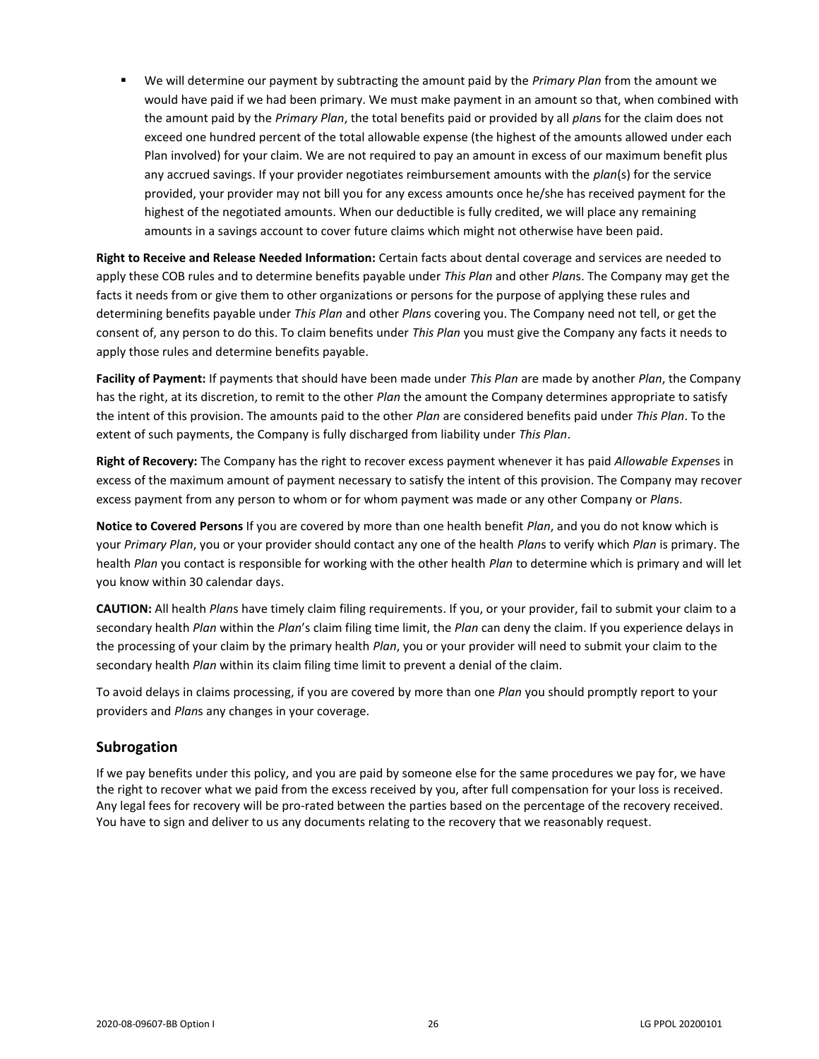- We will determine our payment by subtracting the amount paid by the *Primary Plan* from the amount we would have paid if we had been primary. We must make payment in an amount so that, when combined with the amount paid by the *Primary Plan*, the total benefits paid or provided by all *plan*s for the claim does not exceed one hundred percent of the total allowable expense (the highest of the amounts allowed under each Plan involved) for your claim. We are not required to pay an amount in excess of our maximum benefit plus any accrued savings. If your provider negotiates reimbursement amounts with the *plan*(s) for the service provided, your provider may not bill you for any excess amounts once he/she has received payment for the highest of the negotiated amounts. When our deductible is fully credited, we will place any remaining amounts in a savings account to cover future claims which might not otherwise have been paid.

**Right to Receive and Release Needed Information:** Certain facts about dental coverage and services are needed to apply these COB rules and to determine benefits payable under *This Plan* and other *Plan*s. The Company may get the facts it needs from or give them to other organizations or persons for the purpose of applying these rules and determining benefits payable under *This Plan* and other *Plan*s covering you. The Company need not tell, or get the consent of, any person to do this. To claim benefits under *This Plan* you must give the Company any facts it needs to apply those rules and determine benefits payable.

**Facility of Payment:** If payments that should have been made under *This Plan* are made by another *Plan*, the Company has the right, at its discretion, to remit to the other *Plan* the amount the Company determines appropriate to satisfy the intent of this provision. The amounts paid to the other *Plan* are considered benefits paid under *This Plan*. To the extent of such payments, the Company is fully discharged from liability under *This Plan*.

**Right of Recovery:** The Company has the right to recover excess payment whenever it has paid *Allowable Expense*s in excess of the maximum amount of payment necessary to satisfy the intent of this provision. The Company may recover excess payment from any person to whom or for whom payment was made or any other Company or *Plan*s.

**Notice to Covered Persons** If you are covered by more than one health benefit *Plan*, and you do not know which is your *Primary Plan*, you or your provider should contact any one of the health *Plan*s to verify which *Plan* is primary. The health *Plan* you contact is responsible for working with the other health *Plan* to determine which is primary and will let you know within 30 calendar days.

**CAUTION:** All health *Plan*s have timely claim filing requirements. If you, or your provider, fail to submit your claim to a secondary health *Plan* within the *Plan*'s claim filing time limit, the *Plan* can deny the claim. If you experience delays in the processing of your claim by the primary health *Plan*, you or your provider will need to submit your claim to the secondary health *Plan* within its claim filing time limit to prevent a denial of the claim.

To avoid delays in claims processing, if you are covered by more than one *Plan* you should promptly report to your providers and *Plan*s any changes in your coverage.

## Subrogation

If we pay benefits under this policy, and you are paid by someone else for the same procedures we pay for, we have the right to recover what we paid from the excess received by you, after full compensation for your loss is received. Any legal fees for recovery will be pro-rated between the parties based on the percentage of the recovery received. You have to sign and deliver to us any documents relating to the recovery that we reasonably request.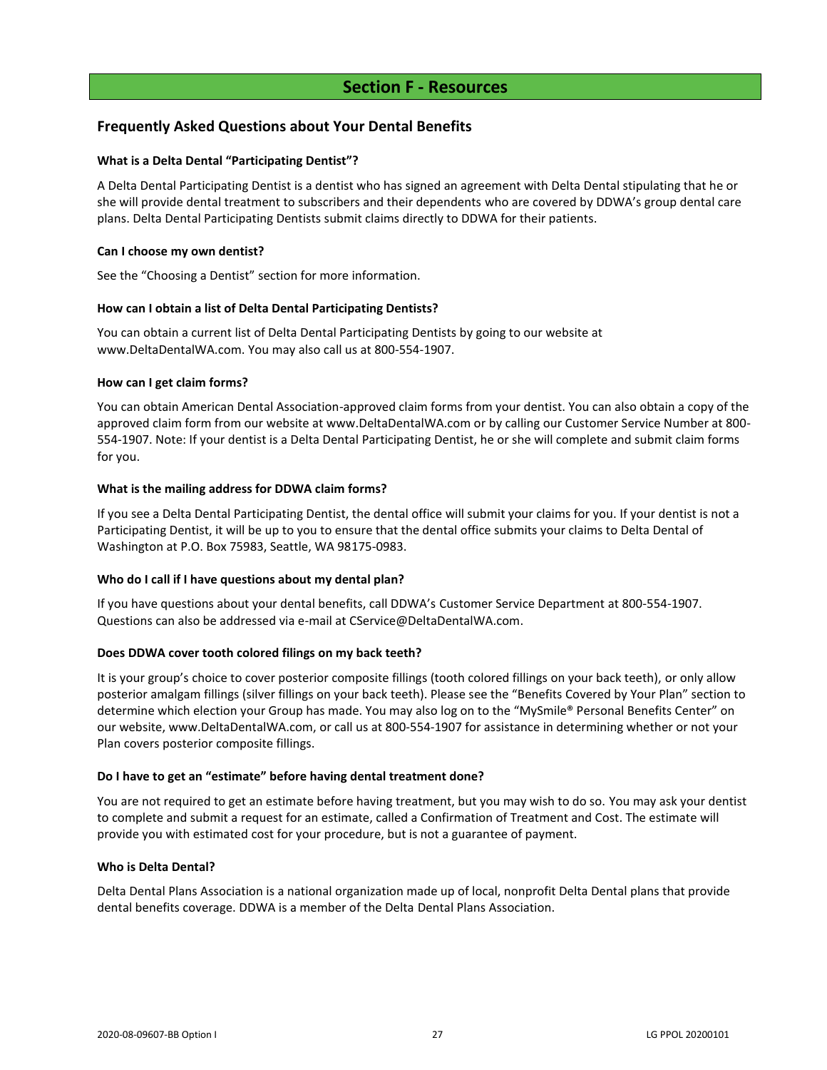# Section F - Resources

## Frequently Asked Questions about Your Dental Benefits

**What is a Delta Dental "Participating Dentist"?**

A Delta Dental Participating Dentist is a dentist who has signed an agreement with Delta Dental stipulating that he or she will provide dental treatment to subscribers and their dependents who are covered by DDWA's group dental care plans. Delta Dental Participating Dentists submit claims directly to DDWA for their patients.

**Can I choose my own dentist?**

See the "Choosing a Dentist" section for more information.

**How can I obtain a list of Delta Dental Participating Dentists?**

You can obtain a current list of Delta Dental Participating Dentists by going to our website at www.DeltaDentalWA.com. You may also call us at 800-554-1907.

**How can I get claim forms?**

You can obtain American Dental Association-approved claim forms from your dentist. You can also obtain a copy of the approved claim form from our website at www.DeltaDentalWA.com or by calling our Customer Service Number at 800-554-1907. Note: If your dentist is a Delta Dental Participating Dentist, he or she will complete and submit claim forms for you.

**What is the mailing address for DDWA claim forms?**

If you see a Delta Dental Participating Dentist, the dental office will submit your claims for you. If your dentist is not a Participating Dentist, it will be up to you to ensure that the dental office submits your claims to Delta Dental of Washington at P.O. Box 75983, Seattle, WA 98175-0983.

**Who do I call if I have questions about my dental plan?**

If you have questions about your dental benefits, call DDWA's Customer Service Department at 800-554-1907. Questions can also be addressed via e-mail at CService@DeltaDentalWA.com.

**Does DDWA cover tooth colored filings on my back teeth?**

It is your group's choice to cover posterior composite fillings (tooth colored fillings on your back teeth), or only allow posterior amalgam fillings (silver fillings on your back teeth). Please see the "Benefits Covered by Your Plan" section to determine which election your Group has made. You may also log on to the "MySmile® Personal Benefits Center" on our website, www.DeltaDentalWA.com, or call us at 800-554-1907 for assistance in determining whether or not your Plan covers posterior composite fillings.

**Do I have to get an "estimate" before having dental treatment done?**

You are not required to get an estimate before having treatment, but you may wish to do so. You may ask your dentist to complete and submit a request for an estimate, called a Confirmation of Treatment and Cost. The estimate will provide you with estimated cost for your procedure, but is not a guarantee of payment.

**Who is Delta Dental?**

Delta Dental Plans Association is a national organization made up of local, nonprofit Delta Dental plans that provide dental benefits coverage. DDWA is a member of the Delta Dental Plans Association.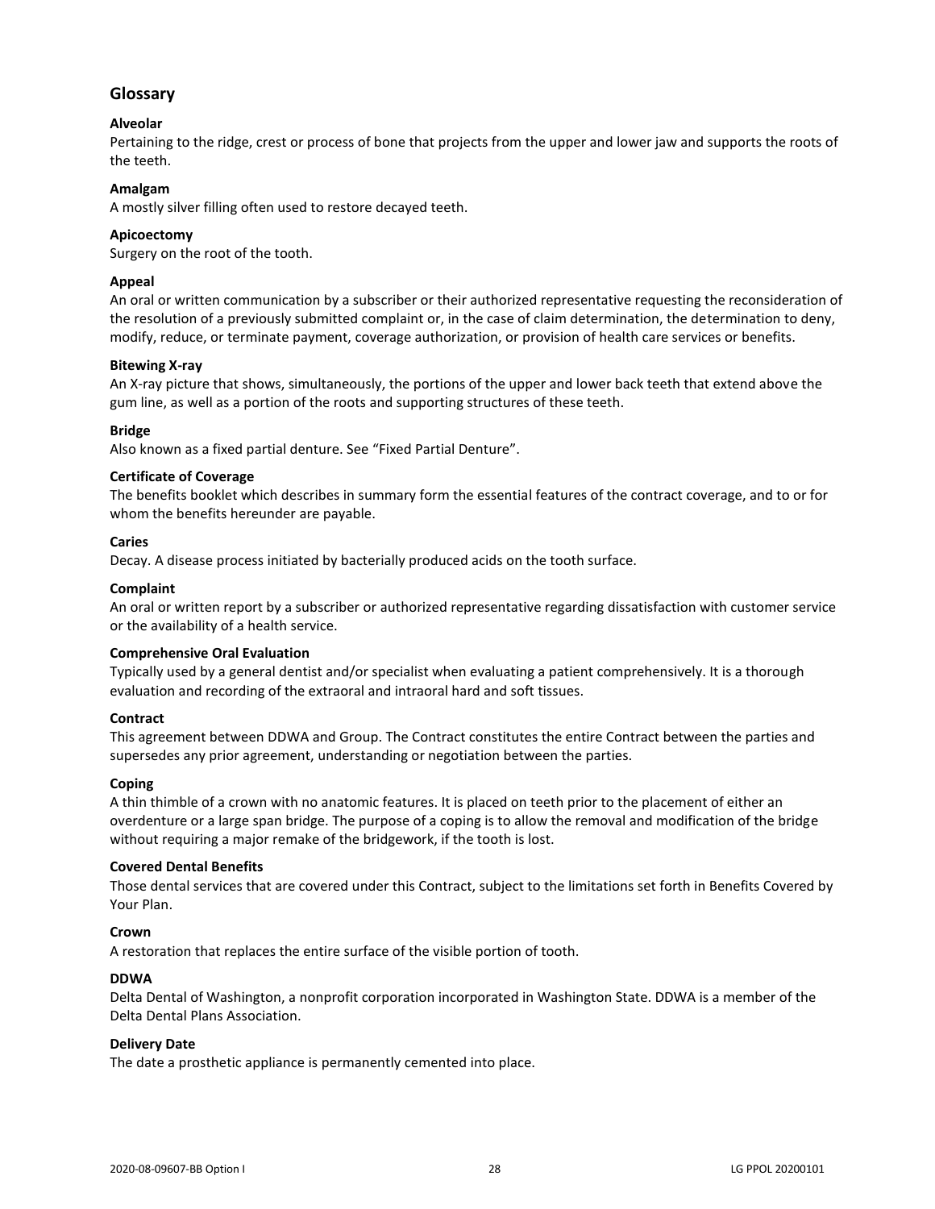## Glossary

**Alveolar**
Pertaining to the ridge, crest or process of bone that projects from the upper and lower jaw and supports the roots of the teeth.

**Amalgam**
A mostly silver filling often used to restore decayed teeth.

**Apicoectomy**
Surgery on the root of the tooth.

**Appeal**
An oral or written communication by a subscriber or their authorized representative requesting the reconsideration of the resolution of a previously submitted complaint or, in the case of claim determination, the determination to deny, modify, reduce, or terminate payment, coverage authorization, or provision of health care services or benefits.

**Bitewing X-ray**
An X-ray picture that shows, simultaneously, the portions of the upper and lower back teeth that extend above the gum line, as well as a portion of the roots and supporting structures of these teeth.

**Bridge**
Also known as a fixed partial denture. See "Fixed Partial Denture".

**Certificate of Coverage**
The benefits booklet which describes in summary form the essential features of the contract coverage, and to or for whom the benefits hereunder are payable.

**Caries**
Decay. A disease process initiated by bacterially produced acids on the tooth surface.

**Complaint**
An oral or written report by a subscriber or authorized representative regarding dissatisfaction with customer service or the availability of a health service.

**Comprehensive Oral Evaluation**
Typically used by a general dentist and/or specialist when evaluating a patient comprehensively. It is a thorough evaluation and recording of the extraoral and intraoral hard and soft tissues.

**Contract**
This agreement between DDWA and Group. The Contract constitutes the entire Contract between the parties and supersedes any prior agreement, understanding or negotiation between the parties.

**Coping**
A thin thimble of a crown with no anatomic features. It is placed on teeth prior to the placement of either an overdenture or a large span bridge. The purpose of a coping is to allow the removal and modification of the bridge without requiring a major remake of the bridgework, if the tooth is lost.

**Covered Dental Benefits**
Those dental services that are covered under this Contract, subject to the limitations set forth in Benefits Covered by Your Plan.

**Crown**
A restoration that replaces the entire surface of the visible portion of tooth.

**DDWA**
Delta Dental of Washington, a nonprofit corporation incorporated in Washington State. DDWA is a member of the Delta Dental Plans Association.

**Delivery Date**
The date a prosthetic appliance is permanently cemented into place.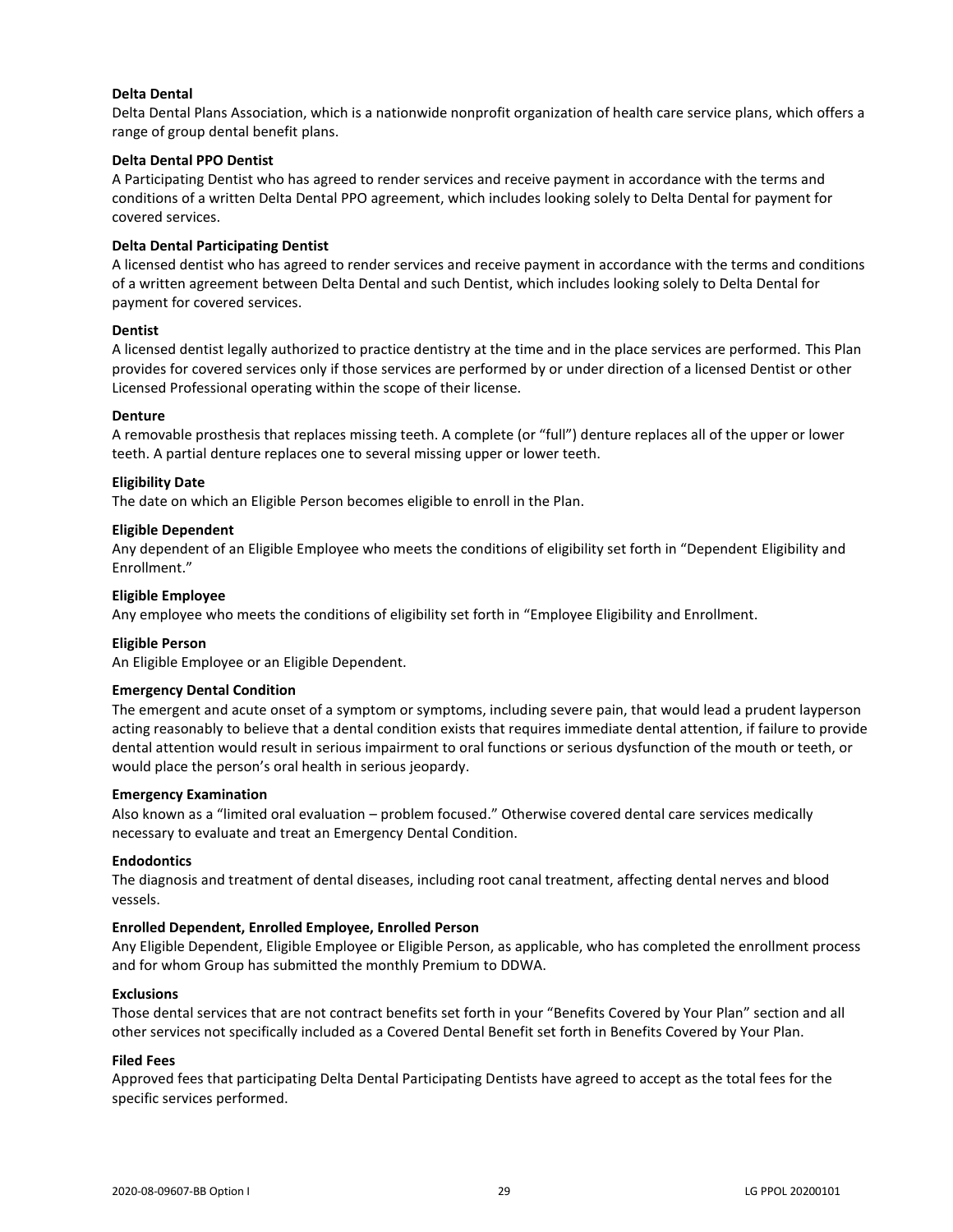**Delta Dental**

Delta Dental Plans Association, which is a nationwide nonprofit organization of health care service plans, which offers a range of group dental benefit plans.

**Delta Dental PPO Dentist**

A Participating Dentist who has agreed to render services and receive payment in accordance with the terms and conditions of a written Delta Dental PPO agreement, which includes looking solely to Delta Dental for payment for covered services.

**Delta Dental Participating Dentist**

A licensed dentist who has agreed to render services and receive payment in accordance with the terms and conditions of a written agreement between Delta Dental and such Dentist, which includes looking solely to Delta Dental for payment for covered services.

**Dentist**

A licensed dentist legally authorized to practice dentistry at the time and in the place services are performed. This Plan provides for covered services only if those services are performed by or under direction of a licensed Dentist or other Licensed Professional operating within the scope of their license.

**Denture**

A removable prosthesis that replaces missing teeth. A complete (or "full") denture replaces all of the upper or lower teeth. A partial denture replaces one to several missing upper or lower teeth.

**Eligibility Date**

The date on which an Eligible Person becomes eligible to enroll in the Plan.

**Eligible Dependent**

Any dependent of an Eligible Employee who meets the conditions of eligibility set forth in "Dependent Eligibility and Enrollment."

**Eligible Employee**

Any employee who meets the conditions of eligibility set forth in "Employee Eligibility and Enrollment.

**Eligible Person**

An Eligible Employee or an Eligible Dependent.

**Emergency Dental Condition**

The emergent and acute onset of a symptom or symptoms, including severe pain, that would lead a prudent layperson acting reasonably to believe that a dental condition exists that requires immediate dental attention, if failure to provide dental attention would result in serious impairment to oral functions or serious dysfunction of the mouth or teeth, or would place the person's oral health in serious jeopardy.

**Emergency Examination**

Also known as a "limited oral evaluation – problem focused." Otherwise covered dental care services medically necessary to evaluate and treat an Emergency Dental Condition.

**Endodontics**

The diagnosis and treatment of dental diseases, including root canal treatment, affecting dental nerves and blood vessels.

**Enrolled Dependent, Enrolled Employee, Enrolled Person**

Any Eligible Dependent, Eligible Employee or Eligible Person, as applicable, who has completed the enrollment process and for whom Group has submitted the monthly Premium to DDWA.

**Exclusions**

Those dental services that are not contract benefits set forth in your "Benefits Covered by Your Plan" section and all other services not specifically included as a Covered Dental Benefit set forth in Benefits Covered by Your Plan.

**Filed Fees**

Approved fees that participating Delta Dental Participating Dentists have agreed to accept as the total fees for the specific services performed.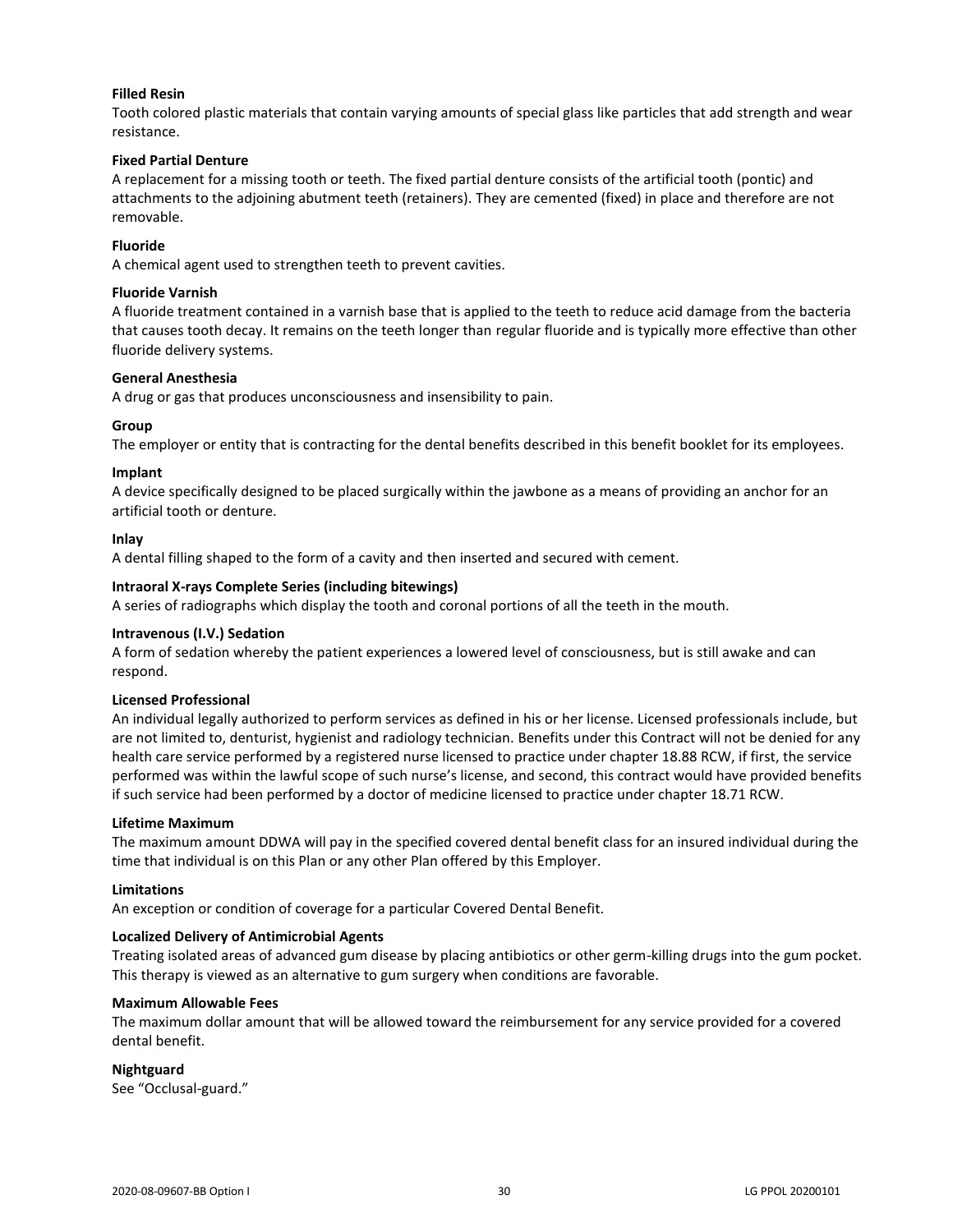**Filled Resin**
Tooth colored plastic materials that contain varying amounts of special glass like particles that add strength and wear resistance.

**Fixed Partial Denture**
A replacement for a missing tooth or teeth. The fixed partial denture consists of the artificial tooth (pontic) and attachments to the adjoining abutment teeth (retainers). They are cemented (fixed) in place and therefore are not removable.

**Fluoride**
A chemical agent used to strengthen teeth to prevent cavities.

**Fluoride Varnish**
A fluoride treatment contained in a varnish base that is applied to the teeth to reduce acid damage from the bacteria that causes tooth decay. It remains on the teeth longer than regular fluoride and is typically more effective than other fluoride delivery systems.

**General Anesthesia**
A drug or gas that produces unconsciousness and insensibility to pain.

**Group**
The employer or entity that is contracting for the dental benefits described in this benefit booklet for its employees.

**Implant**
A device specifically designed to be placed surgically within the jawbone as a means of providing an anchor for an artificial tooth or denture.

**Inlay**
A dental filling shaped to the form of a cavity and then inserted and secured with cement.

**Intraoral X-rays Complete Series (including bitewings)**
A series of radiographs which display the tooth and coronal portions of all the teeth in the mouth.

**Intravenous (I.V.) Sedation**
A form of sedation whereby the patient experiences a lowered level of consciousness, but is still awake and can respond.

**Licensed Professional**
An individual legally authorized to perform services as defined in his or her license. Licensed professionals include, but are not limited to, denturist, hygienist and radiology technician. Benefits under this Contract will not be denied for any health care service performed by a registered nurse licensed to practice under chapter 18.88 RCW, if first, the service performed was within the lawful scope of such nurse's license, and second, this contract would have provided benefits if such service had been performed by a doctor of medicine licensed to practice under chapter 18.71 RCW.

**Lifetime Maximum**
The maximum amount DDWA will pay in the specified covered dental benefit class for an insured individual during the time that individual is on this Plan or any other Plan offered by this Employer.

**Limitations**
An exception or condition of coverage for a particular Covered Dental Benefit.

**Localized Delivery of Antimicrobial Agents**
Treating isolated areas of advanced gum disease by placing antibiotics or other germ-killing drugs into the gum pocket. This therapy is viewed as an alternative to gum surgery when conditions are favorable.

**Maximum Allowable Fees**
The maximum dollar amount that will be allowed toward the reimbursement for any service provided for a covered dental benefit.

**Nightguard**
See "Occlusal-guard."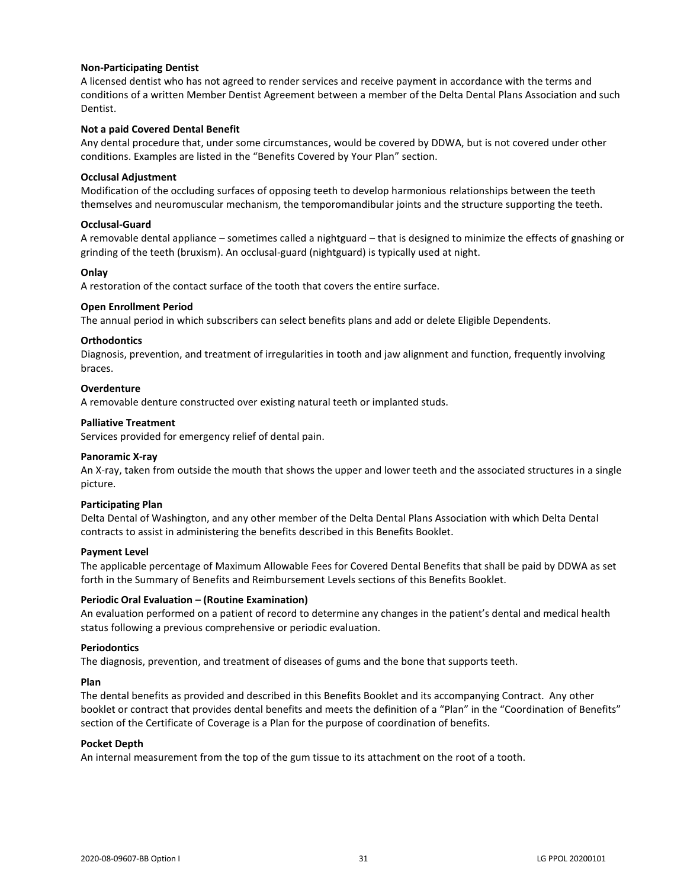**Non-Participating Dentist**
A licensed dentist who has not agreed to render services and receive payment in accordance with the terms and conditions of a written Member Dentist Agreement between a member of the Delta Dental Plans Association and such Dentist.

**Not a paid Covered Dental Benefit**
Any dental procedure that, under some circumstances, would be covered by DDWA, but is not covered under other conditions. Examples are listed in the "Benefits Covered by Your Plan" section.

**Occlusal Adjustment**
Modification of the occluding surfaces of opposing teeth to develop harmonious relationships between the teeth themselves and neuromuscular mechanism, the temporomandibular joints and the structure supporting the teeth.

**Occlusal-Guard**
A removable dental appliance – sometimes called a nightguard – that is designed to minimize the effects of gnashing or grinding of the teeth (bruxism). An occlusal-guard (nightguard) is typically used at night.

**Onlay**
A restoration of the contact surface of the tooth that covers the entire surface.

**Open Enrollment Period**
The annual period in which subscribers can select benefits plans and add or delete Eligible Dependents.

**Orthodontics**
Diagnosis, prevention, and treatment of irregularities in tooth and jaw alignment and function, frequently involving braces.

**Overdenture**
A removable denture constructed over existing natural teeth or implanted studs.

**Palliative Treatment**
Services provided for emergency relief of dental pain.

**Panoramic X-ray**
An X-ray, taken from outside the mouth that shows the upper and lower teeth and the associated structures in a single picture.

**Participating Plan**
Delta Dental of Washington, and any other member of the Delta Dental Plans Association with which Delta Dental contracts to assist in administering the benefits described in this Benefits Booklet.

**Payment Level**
The applicable percentage of Maximum Allowable Fees for Covered Dental Benefits that shall be paid by DDWA as set forth in the Summary of Benefits and Reimbursement Levels sections of this Benefits Booklet.

**Periodic Oral Evaluation – (Routine Examination)**
An evaluation performed on a patient of record to determine any changes in the patient's dental and medical health status following a previous comprehensive or periodic evaluation.

**Periodontics**
The diagnosis, prevention, and treatment of diseases of gums and the bone that supports teeth.

**Plan**
The dental benefits as provided and described in this Benefits Booklet and its accompanying Contract. Any other booklet or contract that provides dental benefits and meets the definition of a "Plan" in the "Coordination of Benefits" section of the Certificate of Coverage is a Plan for the purpose of coordination of benefits.

**Pocket Depth**
An internal measurement from the top of the gum tissue to its attachment on the root of a tooth.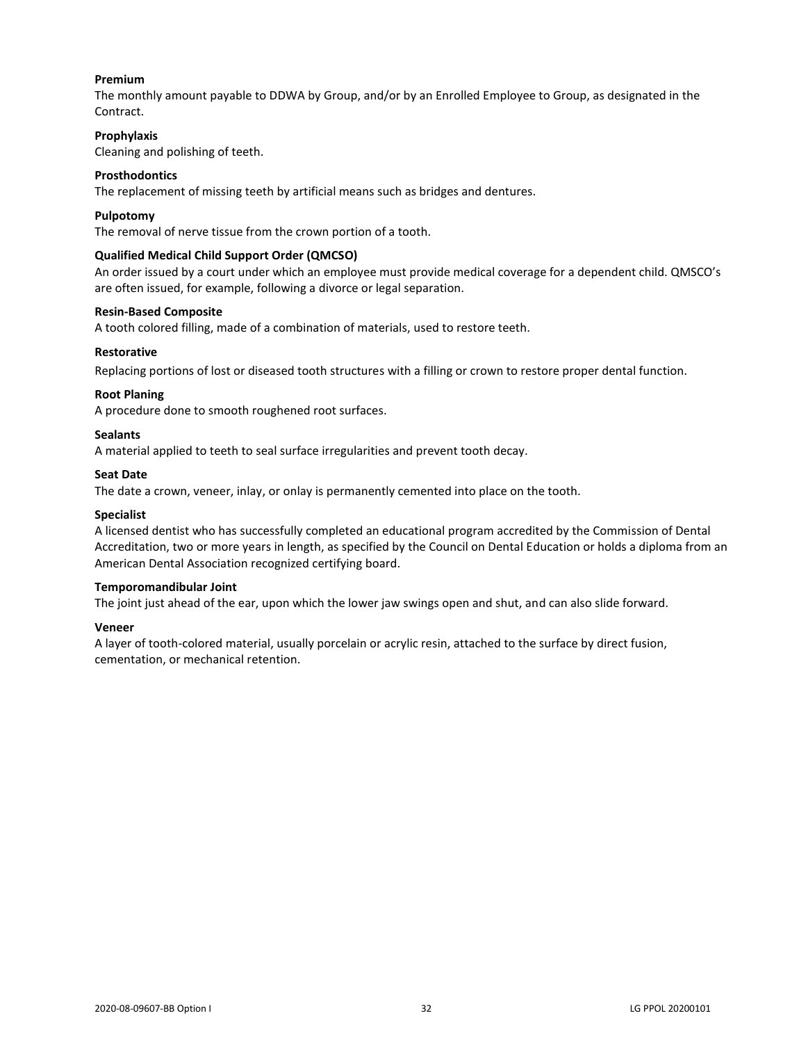**Premium**

The monthly amount payable to DDWA by Group, and/or by an Enrolled Employee to Group, as designated in the Contract.

**Prophylaxis**

Cleaning and polishing of teeth.

**Prosthodontics**

The replacement of missing teeth by artificial means such as bridges and dentures.

**Pulpotomy**

The removal of nerve tissue from the crown portion of a tooth.

**Qualified Medical Child Support Order (QMCSO)**

An order issued by a court under which an employee must provide medical coverage for a dependent child. QMSCO's are often issued, for example, following a divorce or legal separation.

**Resin-Based Composite**

A tooth colored filling, made of a combination of materials, used to restore teeth.

**Restorative**

Replacing portions of lost or diseased tooth structures with a filling or crown to restore proper dental function.

**Root Planing**

A procedure done to smooth roughened root surfaces.

**Sealants**

A material applied to teeth to seal surface irregularities and prevent tooth decay.

**Seat Date**

The date a crown, veneer, inlay, or onlay is permanently cemented into place on the tooth.

**Specialist**

A licensed dentist who has successfully completed an educational program accredited by the Commission of Dental Accreditation, two or more years in length, as specified by the Council on Dental Education or holds a diploma from an American Dental Association recognized certifying board.

**Temporomandibular Joint**

The joint just ahead of the ear, upon which the lower jaw swings open and shut, and can also slide forward.

**Veneer**

A layer of tooth-colored material, usually porcelain or acrylic resin, attached to the surface by direct fusion, cementation, or mechanical retention.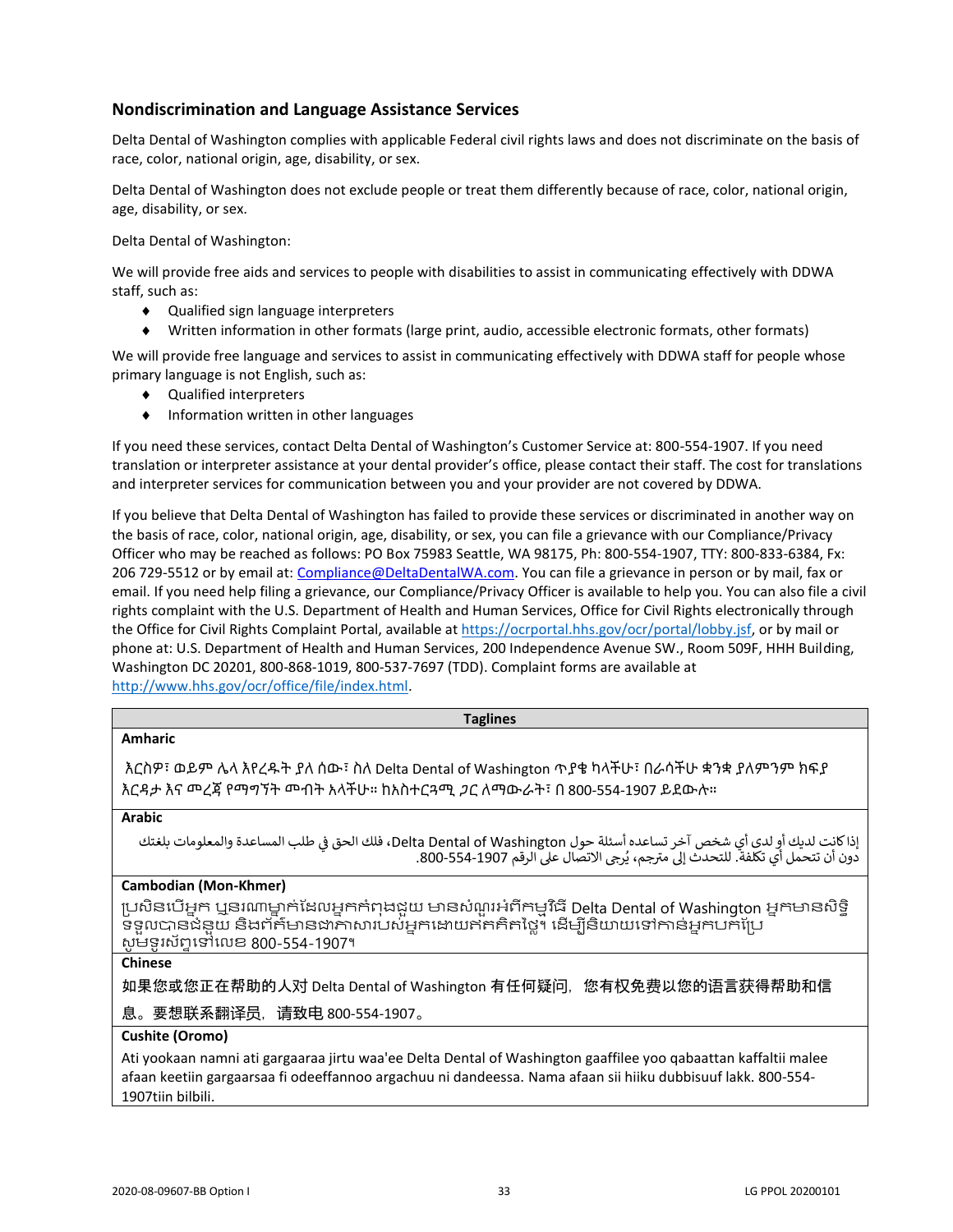## Nondiscrimination and Language Assistance Services

Delta Dental of Washington complies with applicable Federal civil rights laws and does not discriminate on the basis of race, color, national origin, age, disability, or sex.

Delta Dental of Washington does not exclude people or treat them differently because of race, color, national origin, age, disability, or sex.

Delta Dental of Washington:

We will provide free aids and services to people with disabilities to assist in communicating effectively with DDWA staff, such as:

- Qualified sign language interpreters
- Written information in other formats (large print, audio, accessible electronic formats, other formats)

We will provide free language and services to assist in communicating effectively with DDWA staff for people whose primary language is not English, such as:

- Qualified interpreters
- Information written in other languages

If you need these services, contact Delta Dental of Washington's Customer Service at: 800-554-1907. If you need translation or interpreter assistance at your dental provider's office, please contact their staff. The cost for translations and interpreter services for communication between you and your provider are not covered by DDWA.

If you believe that Delta Dental of Washington has failed to provide these services or discriminated in another way on the basis of race, color, national origin, age, disability, or sex, you can file a grievance with our Compliance/Privacy Officer who may be reached as follows: PO Box 75983 Seattle, WA 98175, Ph: 800-554-1907, TTY: 800-833-6384, Fx: 206 729-5512 or by email at: Compliance@DeltaDentalWA.com. You can file a grievance in person or by mail, fax or email. If you need help filing a grievance, our Compliance/Privacy Officer is available to help you. You can also file a civil rights complaint with the U.S. Department of Health and Human Services, Office for Civil Rights electronically through the Office for Civil Rights Complaint Portal, available at https://ocrportal.hhs.gov/ocr/portal/lobby.jsf, or by mail or phone at: U.S. Department of Health and Human Services, 200 Independence Avenue SW., Room 509F, HHH Building, Washington DC 20201, 800-868-1019, 800-537-7697 (TDD). Complaint forms are available at http://www.hhs.gov/ocr/office/file/index.html.

| Taglines |
|---|
| **Amharic** |
| እርስዎ፣ ወይም ሌላ እየረዱት ያለ ሰው፣ ስለ Delta Dental of Washington ጥያቄ ካላችሁ፣ በራሳችሁ ቋንቋ ያለምንም ክፍያ እርዳታ እና መረጃ የማግኘት መብት አላችሁ። ከአስተርጓሚ ጋር ለማውራት፣ በ 800-554-1907 ይደውሉ። |
| **Arabic** |
| إذا كانت لديك أو لدى أي شخص آخر تساعده أسئلة حول Delta Dental of Washington، فلك الحق في طلب المساعدة والمعلومات بلغتك دون أن تتحمل أي تكلفة. للتحدث إلى مترجم، يُرجى الاتصال على الرقم 800-554-1907. |
| **Cambodian (Mon-Khmer)** |
| ប្រសិនបើអ្នក ឬនរណាម្នាក់ដែលអ្នកកំពុងជួយ មានសំណួរអំពីកម្មវិធី Delta Dental of Washington អ្នកមានសិទ្ធិទទួលបានជំនួយ និងព័ត៌មានជាភាសារបស់អ្នកដោយឥតគិតថ្លៃ។ ដើម្បីនិយាយទៅកាន់អ្នកបកប្រែ សូមទូរស័ព្ទទៅលេខ 800-554-1907។ |
| **Chinese** |
| 如果您或您正在帮助的人对 Delta Dental of Washington 有任何疑问，您有权免费以您的语言获得帮助和信息。要想联系翻译员，请致电 800-554-1907。 |
| **Cushite (Oromo)** |
| Ati yookaan namni ati gargaaraa jirtu waa'ee Delta Dental of Washington gaaffilee yoo qabaattan kaffaltii malee afaan keetiin gargaarsaa fi odeeffannoo argachuu ni dandeessa. Nama afaan sii hiiku dubbisuuf lakk. 800-554-1907tiin bilbili. |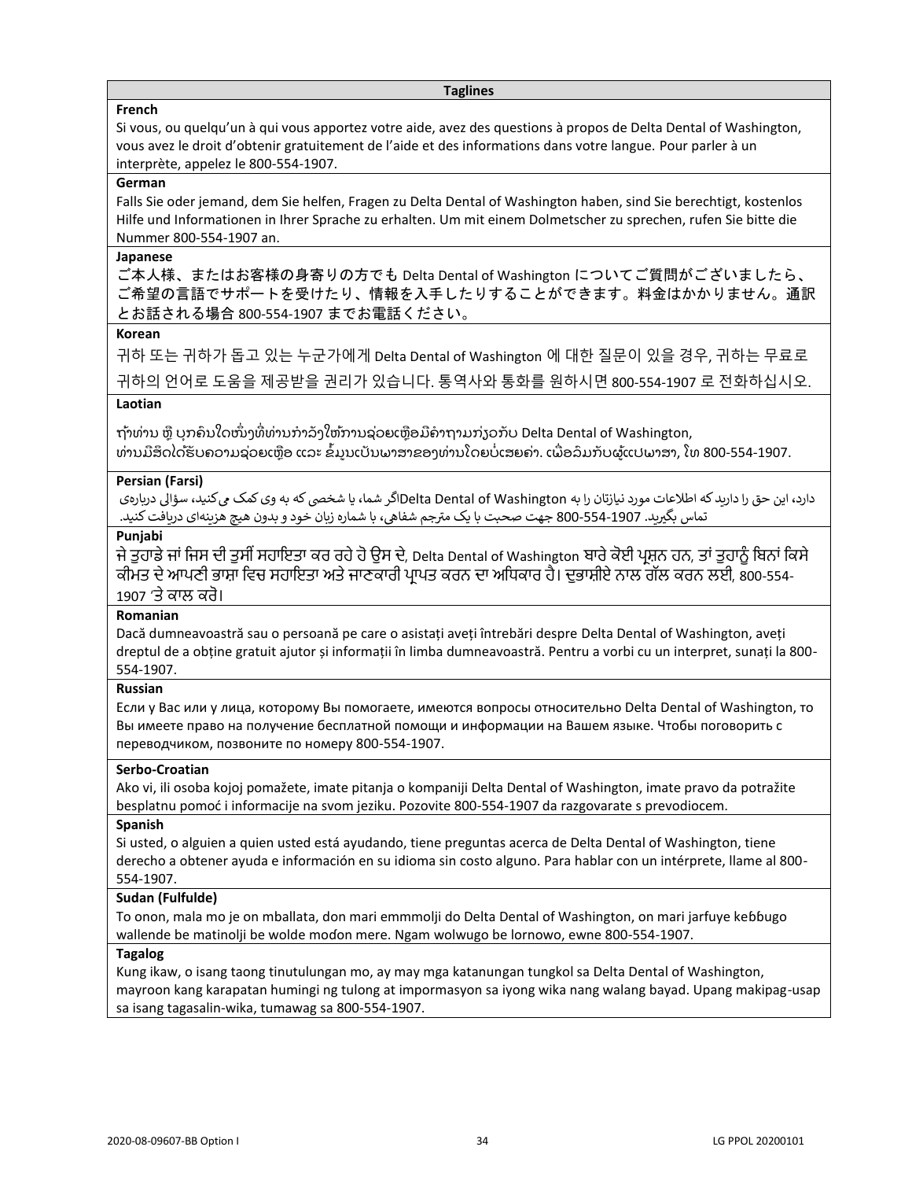| Taglines |
|---|
| **French** |
| Si vous, ou quelqu'un à qui vous apportez votre aide, avez des questions à propos de Delta Dental of Washington, vous avez le droit d'obtenir gratuitement de l'aide et des informations dans votre langue. Pour parler à un interprète, appelez le 800-554-1907. |
| **German** |
| Falls Sie oder jemand, dem Sie helfen, Fragen zu Delta Dental of Washington haben, sind Sie berechtigt, kostenlos Hilfe und Informationen in Ihrer Sprache zu erhalten. Um mit einem Dolmetscher zu sprechen, rufen Sie bitte die Nummer 800-554-1907 an. |
| **Japanese** |
| ご本人様、またはお客様の身寄りの方でも Delta Dental of Washington についてご質問がございましたら、ご希望の言語でサポートを受けたり、情報を入手したりすることができます。料金はかかりません。通訳とお話される場合 800-554-1907 までお電話ください。 |
| **Korean** |
| 귀하 또는 귀하가 돕고 있는 누군가에게 Delta Dental of Washington 에 대한 질문이 있을 경우, 귀하는 무료로 귀하의 언어로 도움을 제공받을 권리가 있습니다. 통역사와 통화를 원하시면 800-554-1907 로 전화하십시오. |
| **Laotian** |
| ຖ້າທ່ານ ຫຼື ບຸກຄົນໃດໜຶ່ງທີ່ທ່ານກໍາລັງໃຫ້ການຊ່ວຍເຫຼືອມີຄໍາຖາມກ່ຽວກັບ Delta Dental of Washington, ທ່ານມີສິດໄດ້ຮັບຄວາມຊ່ວຍເຫຼືອ ແລະ ຂໍ້ມູນເປັນພາສາຂອງທ່ານໂດຍບໍ່ເສຍຄ່າ. ເພື່ອລົມກັບຜູ້ແປພາສາ, ໂທ 800-554-1907. |
| **Persian (Farsi)** |
| اگر شما، یا شخصی که به وی کمک می‌کنید، سؤالی درباره‌ی Delta Dental of Washington دارد، این حق را دارید که اطلاعات مورد نیازتان را به زبان خود و بدون هیچ هزینه‌ای دریافت کنید. با شماره 800-554-1907 جهت صحبت با یک مترجم شفاهی، تماس بگیرید. |
| **Punjabi** |
| ਜੇ ਤੁਹਾਡੇ ਜਾਂ ਜਿਸ ਦੀ ਤੁਸੀਂ ਸਹਾਇਤਾ ਕਰ ਰਹੇ ਹੋ ਉਸ ਦੇ, Delta Dental of Washington ਬਾਰੇ ਕੋਈ ਪ੍ਰਸ਼ਨ ਹਨ, ਤਾਂ ਤੁਹਾਨੂੰ ਬਿਨਾਂ ਕਿਸੇ ਕੀਮਤ ਦੇ ਆਪਣੀ ਭਾਸ਼ਾ ਵਿਚ ਸਹਾਇਤਾ ਅਤੇ ਜਾਣਕਾਰੀ ਪ੍ਰਾਪਤ ਕਰਨ ਦਾ ਅਧਿਕਾਰ ਹੈ। ਦੁਭਾਸ਼ੀਏ ਨਾਲ ਗੱਲ ਕਰਨ ਲਈ, 800-554-1907 'ਤੇ ਕਾਲ ਕਰੋ। |
| **Romanian** |
| Dacă dumneavoastră sau o persoană pe care o asistați aveți întrebări despre Delta Dental of Washington, aveți dreptul de a obține gratuit ajutor și informații în limba dumneavoastră. Pentru a vorbi cu un interpret, sunați la 800-554-1907. |
| **Russian** |
| Если у Вас или у лица, которому Вы помогаете, имеются вопросы относительно Delta Dental of Washington, то Вы имеете право на получение бесплатной помощи и информации на Вашем языке. Чтобы поговорить с переводчиком, позвоните по номеру 800-554-1907. |
| **Serbo-Croatian** |
| Ako vi, ili osoba kojoj pomažete, imate pitanja o kompaniji Delta Dental of Washington, imate pravo da potražite besplatnu pomoć i informacije na svom jeziku. Pozovite 800-554-1907 da razgovarate s prevodiocem. |
| **Spanish** |
| Si usted, o alguien a quien usted está ayudando, tiene preguntas acerca de Delta Dental of Washington, tiene derecho a obtener ayuda e información en su idioma sin costo alguno. Para hablar con un intérprete, llame al 800-554-1907. |
| **Sudan (Fulfulde)** |
| To onon, mala mo je on mballata, don mari emmmolji do Delta Dental of Washington, on mari jarfuye keɓɓugo wallende be matinolji be wolde moɗon mere. Ngam wolwugo be lornowo, ewne 800-554-1907. |
| **Tagalog** |
| Kung ikaw, o isang taong tinutulungan mo, ay may mga katanungan tungkol sa Delta Dental of Washington, mayroon kang karapatan humingi ng tulong at impormasyon sa iyong wika nang walang bayad. Upang makipag-usap sa isang tagasalin-wika, tumawag sa 800-554-1907. |

2020-08-09607-BB Option I LG PPOL 20200101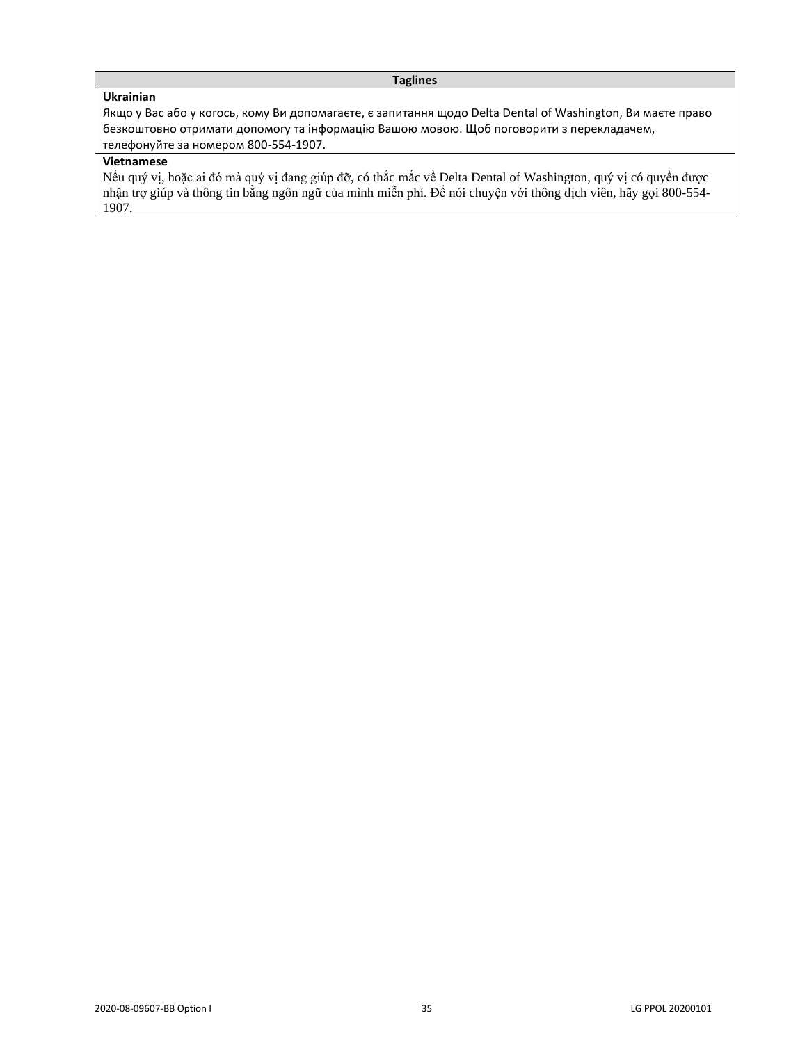| Taglines |
| --- |
| **Ukrainian**<br>Якщо у Вас або у когось, кому Ви допомагаєте, є запитання щодо Delta Dental of Washington, Ви маєте право безкоштовно отримати допомогу та інформацію Вашою мовою. Щоб поговорити з перекладачем, телефонуйте за номером 800-554-1907. |
| **Vietnamese**<br>Nếu quý vị, hoặc ai đó mà quý vị đang giúp đỡ, có thắc mắc về Delta Dental of Washington, quý vị có quyền được nhận trợ giúp và thông tin bằng ngôn ngữ của mình miễn phí. Để nói chuyện với thông dịch viên, hãy gọi 800-554-1907. |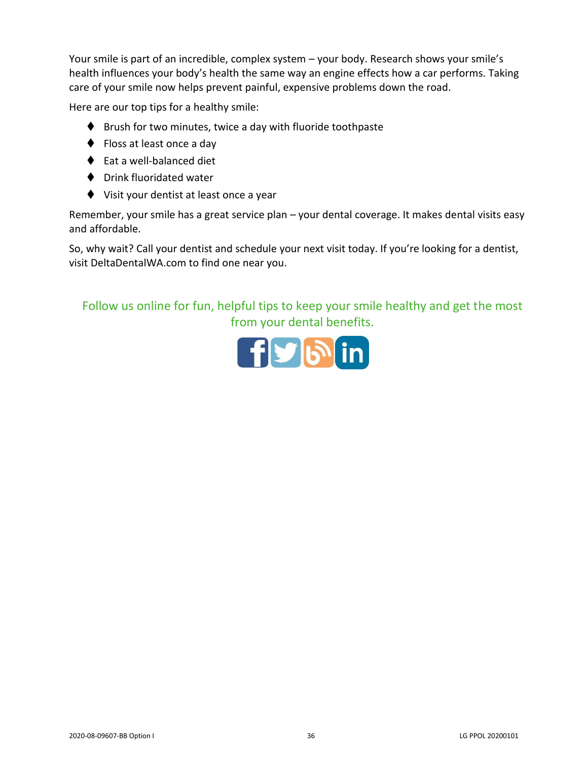Your smile is part of an incredible, complex system – your body. Research shows your smile's health influences your body's health the same way an engine effects how a car performs. Taking care of your smile now helps prevent painful, expensive problems down the road.

Here are our top tips for a healthy smile:

- Brush for two minutes, twice a day with fluoride toothpaste
- Floss at least once a day
- Eat a well-balanced diet
- Drink fluoridated water
- Visit your dentist at least once a year

Remember, your smile has a great service plan – your dental coverage. It makes dental visits easy and affordable.

So, why wait? Call your dentist and schedule your next visit today. If you're looking for a dentist, visit DeltaDentalWA.com to find one near you.

Follow us online for fun, helpful tips to keep your smile healthy and get the most from your dental benefits.